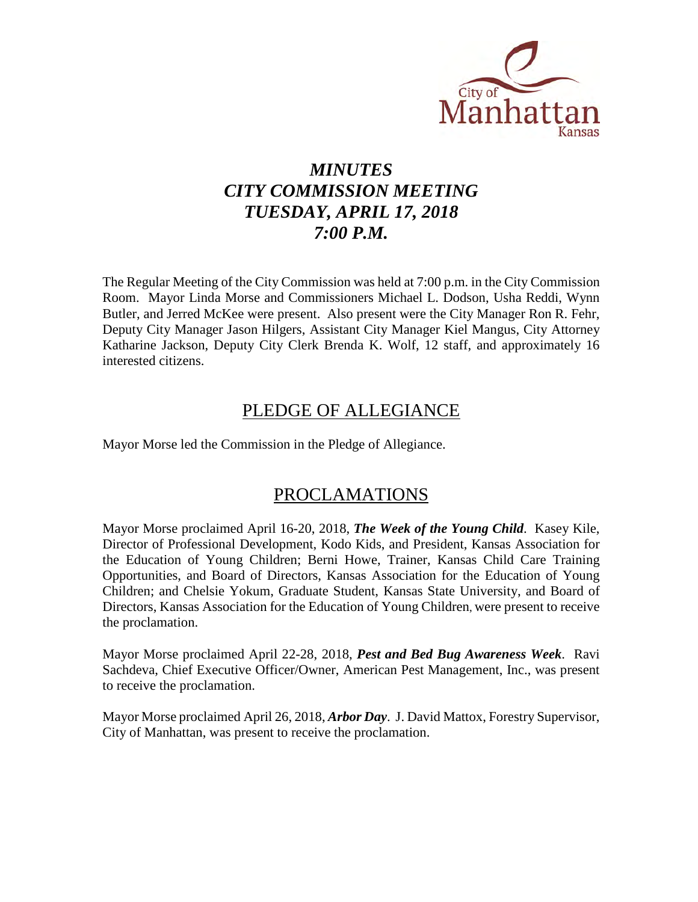City of Manhattan Kansas

# *MINUTES*
# *CITY COMMISSION MEETING*
# *TUESDAY, APRIL 17, 2018*
# *7:00 P.M.*

The Regular Meeting of the City Commission was held at 7:00 p.m. in the City Commission Room. Mayor Linda Morse and Commissioners Michael L. Dodson, Usha Reddi, Wynn Butler, and Jerred McKee were present. Also present were the City Manager Ron R. Fehr, Deputy City Manager Jason Hilgers, Assistant City Manager Kiel Mangus, City Attorney Katharine Jackson, Deputy City Clerk Brenda K. Wolf, 12 staff, and approximately 16 interested citizens.

## PLEDGE OF ALLEGIANCE

Mayor Morse led the Commission in the Pledge of Allegiance.

## PROCLAMATIONS

Mayor Morse proclaimed April 16-20, 2018, ***The Week of the Young Child***. Kasey Kile, Director of Professional Development, Kodo Kids, and President, Kansas Association for the Education of Young Children; Berni Howe, Trainer, Kansas Child Care Training Opportunities, and Board of Directors, Kansas Association for the Education of Young Children; and Chelsie Yokum, Graduate Student, Kansas State University, and Board of Directors, Kansas Association for the Education of Young Children, were present to receive the proclamation.

Mayor Morse proclaimed April 22-28, 2018, ***Pest and Bed Bug Awareness Week***. Ravi Sachdeva, Chief Executive Officer/Owner, American Pest Management, Inc., was present to receive the proclamation.

Mayor Morse proclaimed April 26, 2018, ***Arbor Day***. J. David Mattox, Forestry Supervisor, City of Manhattan, was present to receive the proclamation.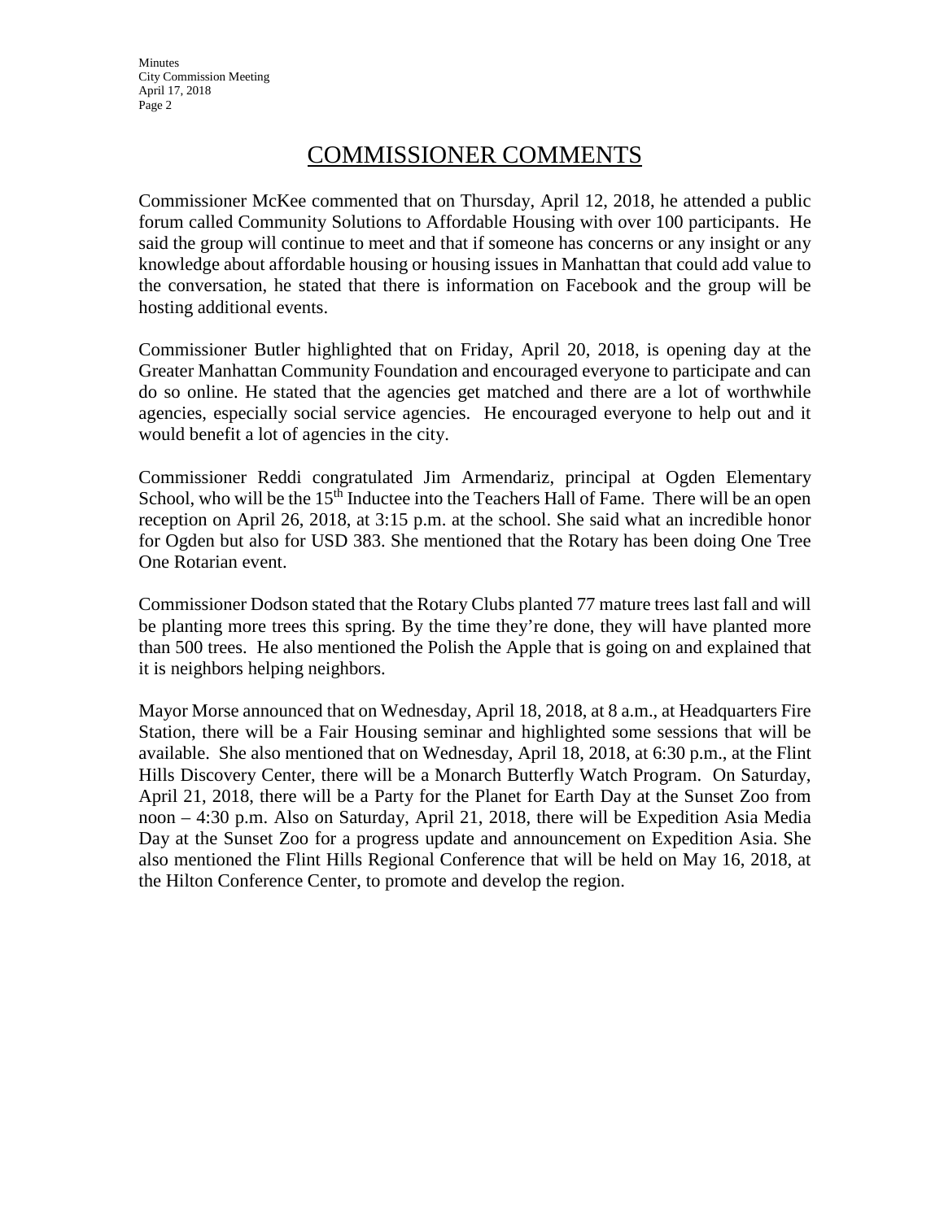## COMMISSIONER COMMENTS

Commissioner McKee commented that on Thursday, April 12, 2018, he attended a public forum called Community Solutions to Affordable Housing with over 100 participants. He said the group will continue to meet and that if someone has concerns or any insight or any knowledge about affordable housing or housing issues in Manhattan that could add value to the conversation, he stated that there is information on Facebook and the group will be hosting additional events.

Commissioner Butler highlighted that on Friday, April 20, 2018, is opening day at the Greater Manhattan Community Foundation and encouraged everyone to participate and can do so online. He stated that the agencies get matched and there are a lot of worthwhile agencies, especially social service agencies. He encouraged everyone to help out and it would benefit a lot of agencies in the city.

Commissioner Reddi congratulated Jim Armendariz, principal at Ogden Elementary School, who will be the 15th Inductee into the Teachers Hall of Fame. There will be an open reception on April 26, 2018, at 3:15 p.m. at the school. She said what an incredible honor for Ogden but also for USD 383. She mentioned that the Rotary has been doing One Tree One Rotarian event.

Commissioner Dodson stated that the Rotary Clubs planted 77 mature trees last fall and will be planting more trees this spring. By the time they're done, they will have planted more than 500 trees. He also mentioned the Polish the Apple that is going on and explained that it is neighbors helping neighbors.

Mayor Morse announced that on Wednesday, April 18, 2018, at 8 a.m., at Headquarters Fire Station, there will be a Fair Housing seminar and highlighted some sessions that will be available. She also mentioned that on Wednesday, April 18, 2018, at 6:30 p.m., at the Flint Hills Discovery Center, there will be a Monarch Butterfly Watch Program. On Saturday, April 21, 2018, there will be a Party for the Planet for Earth Day at the Sunset Zoo from noon – 4:30 p.m. Also on Saturday, April 21, 2018, there will be Expedition Asia Media Day at the Sunset Zoo for a progress update and announcement on Expedition Asia. She also mentioned the Flint Hills Regional Conference that will be held on May 16, 2018, at the Hilton Conference Center, to promote and develop the region.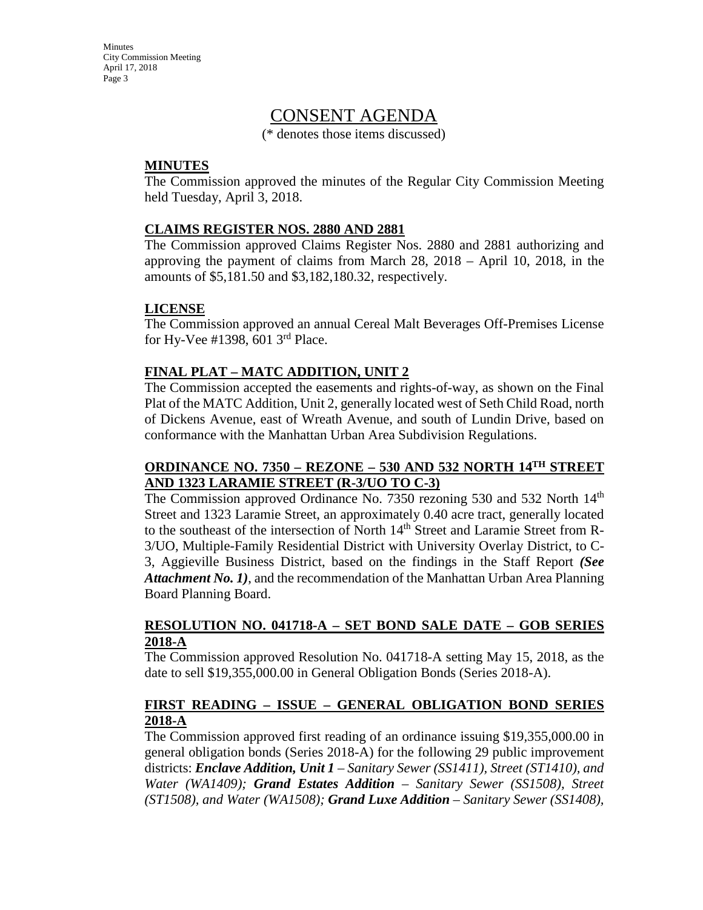# CONSENT AGENDA

(* denotes those items discussed)

**MINUTES**

The Commission approved the minutes of the Regular City Commission Meeting held Tuesday, April 3, 2018.

**CLAIMS REGISTER NOS. 2880 AND 2881**

The Commission approved Claims Register Nos. 2880 and 2881 authorizing and approving the payment of claims from March 28, 2018 – April 10, 2018, in the amounts of $5,181.50 and $3,182,180.32, respectively.

**LICENSE**

The Commission approved an annual Cereal Malt Beverages Off-Premises License for Hy-Vee #1398, 601 3rd Place.

**FINAL PLAT – MATC ADDITION, UNIT 2**

The Commission accepted the easements and rights-of-way, as shown on the Final Plat of the MATC Addition, Unit 2, generally located west of Seth Child Road, north of Dickens Avenue, east of Wreath Avenue, and south of Lundin Drive, based on conformance with the Manhattan Urban Area Subdivision Regulations.

**ORDINANCE NO. 7350 – REZONE – 530 AND 532 NORTH 14TH STREET AND 1323 LARAMIE STREET (R-3/UO TO C-3)**

The Commission approved Ordinance No. 7350 rezoning 530 and 532 North 14th Street and 1323 Laramie Street, an approximately 0.40 acre tract, generally located to the southeast of the intersection of North 14th Street and Laramie Street from R-3/UO, Multiple-Family Residential District with University Overlay District, to C-3, Aggieville Business District, based on the findings in the Staff Report ***(See Attachment No. 1)***, and the recommendation of the Manhattan Urban Area Planning Board Planning Board.

**RESOLUTION NO. 041718-A – SET BOND SALE DATE – GOB SERIES 2018-A**

The Commission approved Resolution No. 041718-A setting May 15, 2018, as the date to sell $19,355,000.00 in General Obligation Bonds (Series 2018-A).

**FIRST READING – ISSUE – GENERAL OBLIGATION BOND SERIES 2018-A**

The Commission approved first reading of an ordinance issuing $19,355,000.00 in general obligation bonds (Series 2018-A) for the following 29 public improvement districts: ***Enclave Addition, Unit 1*** *– Sanitary Sewer (SS1411), Street (ST1410), and Water (WA1409);* ***Grand Estates Addition*** *– Sanitary Sewer (SS1508), Street (ST1508), and Water (WA1508);* ***Grand Luxe Addition*** *– Sanitary Sewer (SS1408),*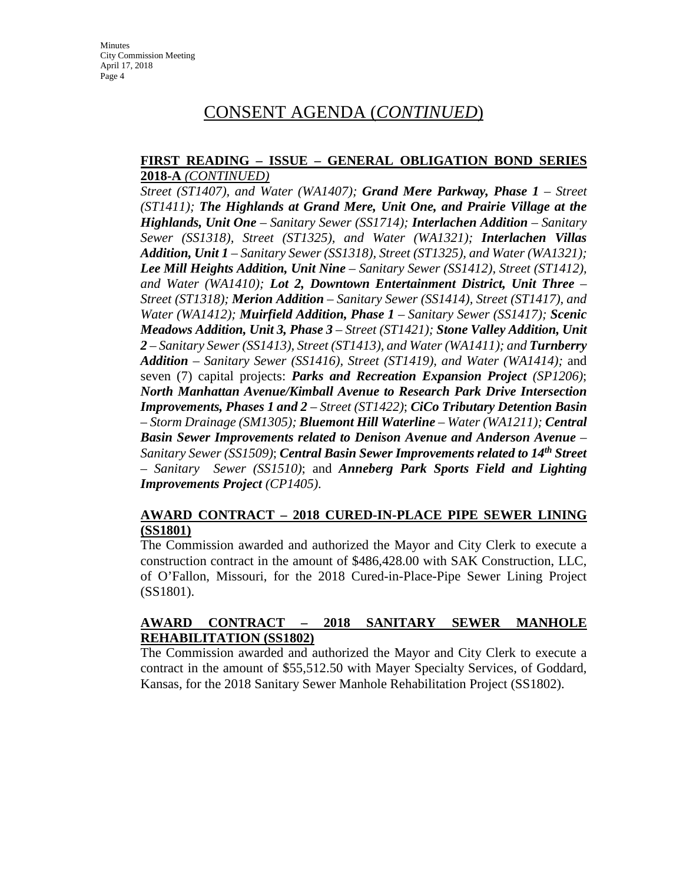# CONSENT AGENDA (*CONTINUED*)

**FIRST READING – ISSUE – GENERAL OBLIGATION BOND SERIES 2018-A** *(CONTINUED)*

*Street (ST1407), and Water (WA1407);* ***Grand Mere Parkway, Phase 1*** *– Street (ST1411);* ***The Highlands at Grand Mere, Unit One, and Prairie Village at the Highlands, Unit One*** *– Sanitary Sewer (SS1714);* ***Interlachen Addition*** *– Sanitary Sewer (SS1318), Street (ST1325), and Water (WA1321);* ***Interlachen Villas Addition, Unit 1*** *– Sanitary Sewer (SS1318), Street (ST1325), and Water (WA1321);* ***Lee Mill Heights Addition, Unit Nine*** *– Sanitary Sewer (SS1412), Street (ST1412), and Water (WA1410);* ***Lot 2, Downtown Entertainment District, Unit Three*** *– Street (ST1318);* ***Merion Addition*** *– Sanitary Sewer (SS1414), Street (ST1417), and Water (WA1412);* ***Muirfield Addition, Phase 1*** *– Sanitary Sewer (SS1417);* ***Scenic Meadows Addition, Unit 3, Phase 3*** *– Street (ST1421);* ***Stone Valley Addition, Unit 2*** *– Sanitary Sewer (SS1413), Street (ST1413), and Water (WA1411); and* ***Turnberry Addition*** *– Sanitary Sewer (SS1416), Street (ST1419), and Water (WA1414);* and seven (7) capital projects: ***Parks and Recreation Expansion Project*** *(SP1206)*; ***North Manhattan Avenue/Kimball Avenue to Research Park Drive Intersection Improvements, Phases 1 and 2*** *– Street (ST1422)*; ***CiCo Tributary Detention Basin*** *– Storm Drainage (SM1305);* ***Bluemont Hill Waterline*** *– Water (WA1211);* ***Central Basin Sewer Improvements related to Denison Avenue and Anderson Avenue*** *– Sanitary Sewer (SS1509)*; ***Central Basin Sewer Improvements related to 14th Street*** *– Sanitary Sewer (SS1510)*; and ***Anneberg Park Sports Field and Lighting Improvements Project*** *(CP1405)*.

**AWARD CONTRACT – 2018 CURED-IN-PLACE PIPE SEWER LINING (SS1801)**

The Commission awarded and authorized the Mayor and City Clerk to execute a construction contract in the amount of $486,428.00 with SAK Construction, LLC, of O'Fallon, Missouri, for the 2018 Cured-in-Place-Pipe Sewer Lining Project (SS1801).

**AWARD CONTRACT – 2018 SANITARY SEWER MANHOLE REHABILITATION (SS1802)**

The Commission awarded and authorized the Mayor and City Clerk to execute a contract in the amount of $55,512.50 with Mayer Specialty Services, of Goddard, Kansas, for the 2018 Sanitary Sewer Manhole Rehabilitation Project (SS1802).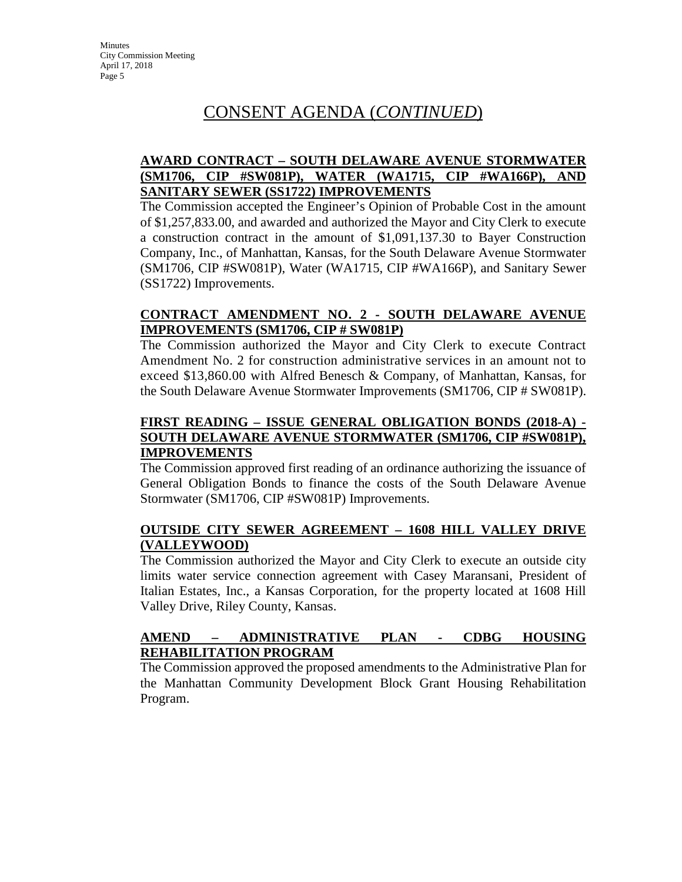# CONSENT AGENDA (*CONTINUED*)

**AWARD CONTRACT – SOUTH DELAWARE AVENUE STORMWATER (SM1706, CIP #SW081P), WATER (WA1715, CIP #WA166P), AND SANITARY SEWER (SS1722) IMPROVEMENTS**

The Commission accepted the Engineer's Opinion of Probable Cost in the amount of $1,257,833.00, and awarded and authorized the Mayor and City Clerk to execute a construction contract in the amount of $1,091,137.30 to Bayer Construction Company, Inc., of Manhattan, Kansas, for the South Delaware Avenue Stormwater (SM1706, CIP #SW081P), Water (WA1715, CIP #WA166P), and Sanitary Sewer (SS1722) Improvements.

**CONTRACT AMENDMENT NO. 2 - SOUTH DELAWARE AVENUE IMPROVEMENTS (SM1706, CIP # SW081P)**

The Commission authorized the Mayor and City Clerk to execute Contract Amendment No. 2 for construction administrative services in an amount not to exceed $13,860.00 with Alfred Benesch & Company, of Manhattan, Kansas, for the South Delaware Avenue Stormwater Improvements (SM1706, CIP # SW081P).

**FIRST READING – ISSUE GENERAL OBLIGATION BONDS (2018-A) - SOUTH DELAWARE AVENUE STORMWATER (SM1706, CIP #SW081P), IMPROVEMENTS**

The Commission approved first reading of an ordinance authorizing the issuance of General Obligation Bonds to finance the costs of the South Delaware Avenue Stormwater (SM1706, CIP #SW081P) Improvements.

**OUTSIDE CITY SEWER AGREEMENT – 1608 HILL VALLEY DRIVE (VALLEYWOOD)**

The Commission authorized the Mayor and City Clerk to execute an outside city limits water service connection agreement with Casey Maransani, President of Italian Estates, Inc., a Kansas Corporation, for the property located at 1608 Hill Valley Drive, Riley County, Kansas.

**AMEND – ADMINISTRATIVE PLAN - CDBG HOUSING REHABILITATION PROGRAM**

The Commission approved the proposed amendments to the Administrative Plan for the Manhattan Community Development Block Grant Housing Rehabilitation Program.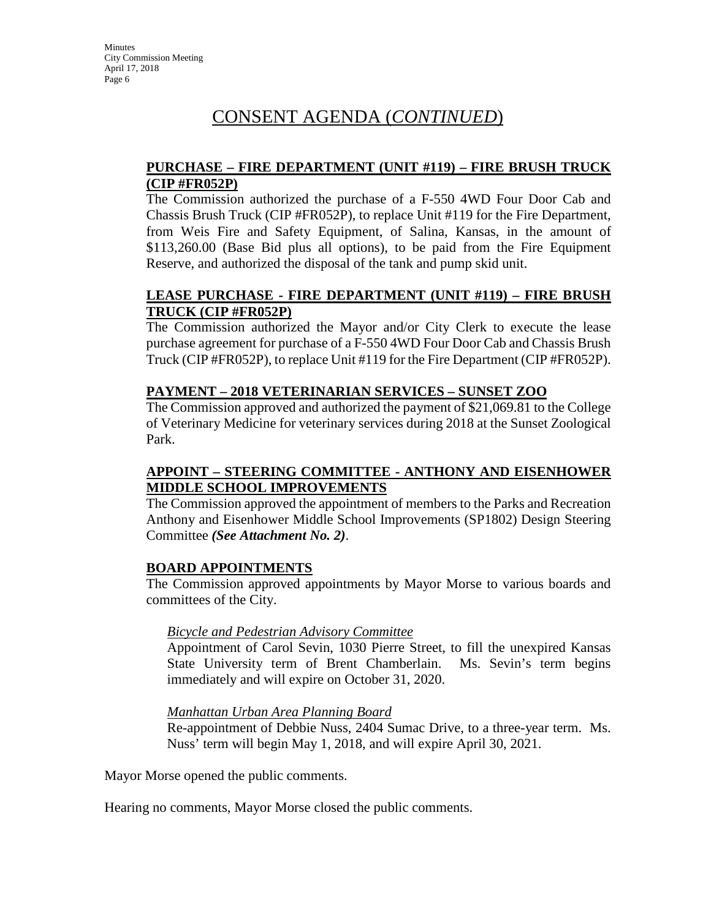# CONSENT AGENDA (*CONTINUED*)

**PURCHASE – FIRE DEPARTMENT (UNIT #119) – FIRE BRUSH TRUCK (CIP #FR052P)**

The Commission authorized the purchase of a F-550 4WD Four Door Cab and Chassis Brush Truck (CIP #FR052P), to replace Unit #119 for the Fire Department, from Weis Fire and Safety Equipment, of Salina, Kansas, in the amount of $113,260.00 (Base Bid plus all options), to be paid from the Fire Equipment Reserve, and authorized the disposal of the tank and pump skid unit.

**LEASE PURCHASE - FIRE DEPARTMENT (UNIT #119) – FIRE BRUSH TRUCK (CIP #FR052P)**

The Commission authorized the Mayor and/or City Clerk to execute the lease purchase agreement for purchase of a F-550 4WD Four Door Cab and Chassis Brush Truck (CIP #FR052P), to replace Unit #119 for the Fire Department (CIP #FR052P).

**PAYMENT – 2018 VETERINARIAN SERVICES – SUNSET ZOO**

The Commission approved and authorized the payment of $21,069.81 to the College of Veterinary Medicine for veterinary services during 2018 at the Sunset Zoological Park.

**APPOINT – STEERING COMMITTEE - ANTHONY AND EISENHOWER MIDDLE SCHOOL IMPROVEMENTS**

The Commission approved the appointment of members to the Parks and Recreation Anthony and Eisenhower Middle School Improvements (SP1802) Design Steering Committee ***(See Attachment No. 2)***.

**BOARD APPOINTMENTS**

The Commission approved appointments by Mayor Morse to various boards and committees of the City.

*Bicycle and Pedestrian Advisory Committee*

Appointment of Carol Sevin, 1030 Pierre Street, to fill the unexpired Kansas State University term of Brent Chamberlain. Ms. Sevin's term begins immediately and will expire on October 31, 2020.

*Manhattan Urban Area Planning Board*

Re-appointment of Debbie Nuss, 2404 Sumac Drive, to a three-year term. Ms. Nuss' term will begin May 1, 2018, and will expire April 30, 2021.

Mayor Morse opened the public comments.

Hearing no comments, Mayor Morse closed the public comments.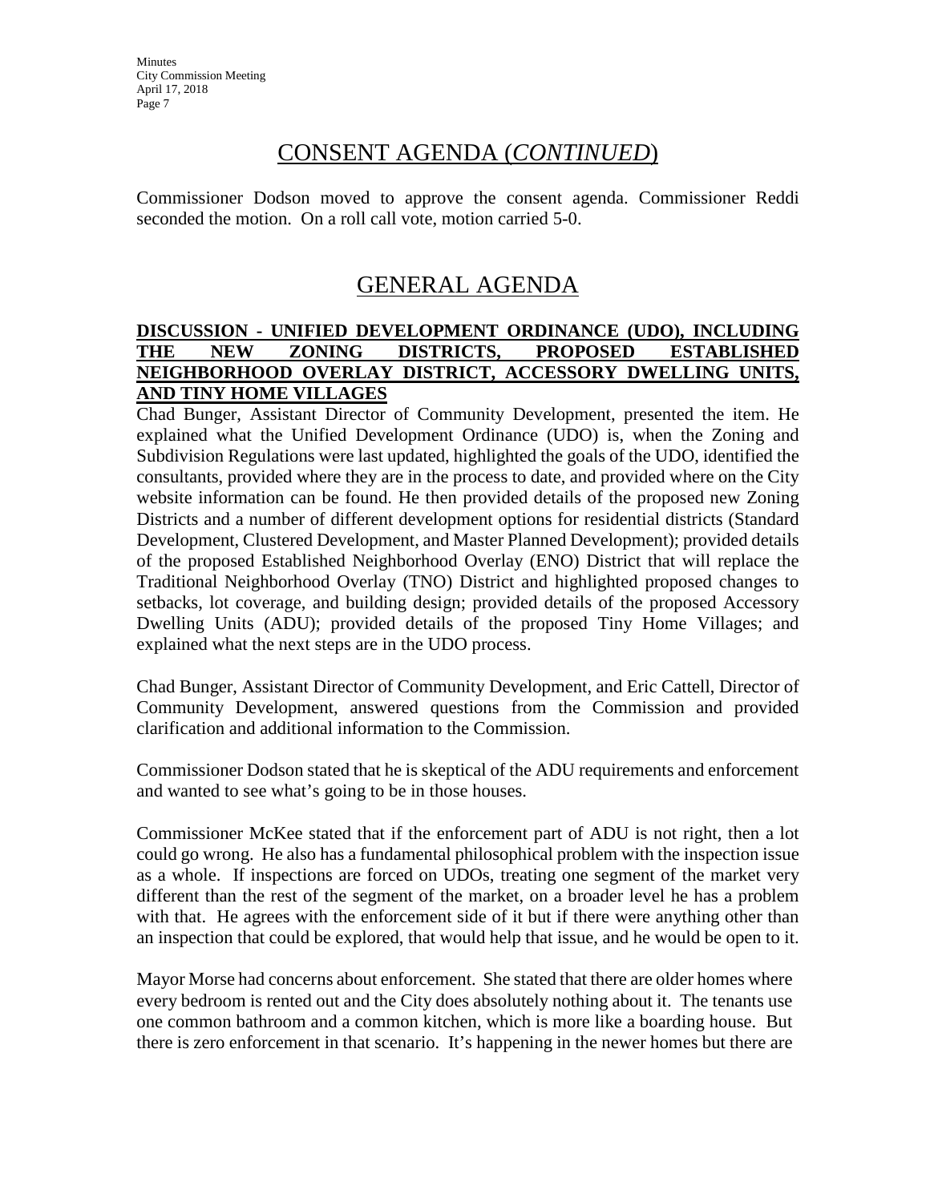# CONSENT AGENDA (*CONTINUED*)

Commissioner Dodson moved to approve the consent agenda. Commissioner Reddi seconded the motion. On a roll call vote, motion carried 5-0.

# GENERAL AGENDA

**DISCUSSION - UNIFIED DEVELOPMENT ORDINANCE (UDO), INCLUDING THE NEW ZONING DISTRICTS, PROPOSED ESTABLISHED NEIGHBORHOOD OVERLAY DISTRICT, ACCESSORY DWELLING UNITS, AND TINY HOME VILLAGES**

Chad Bunger, Assistant Director of Community Development, presented the item. He explained what the Unified Development Ordinance (UDO) is, when the Zoning and Subdivision Regulations were last updated, highlighted the goals of the UDO, identified the consultants, provided where they are in the process to date, and provided where on the City website information can be found. He then provided details of the proposed new Zoning Districts and a number of different development options for residential districts (Standard Development, Clustered Development, and Master Planned Development); provided details of the proposed Established Neighborhood Overlay (ENO) District that will replace the Traditional Neighborhood Overlay (TNO) District and highlighted proposed changes to setbacks, lot coverage, and building design; provided details of the proposed Accessory Dwelling Units (ADU); provided details of the proposed Tiny Home Villages; and explained what the next steps are in the UDO process.

Chad Bunger, Assistant Director of Community Development, and Eric Cattell, Director of Community Development, answered questions from the Commission and provided clarification and additional information to the Commission.

Commissioner Dodson stated that he is skeptical of the ADU requirements and enforcement and wanted to see what's going to be in those houses.

Commissioner McKee stated that if the enforcement part of ADU is not right, then a lot could go wrong. He also has a fundamental philosophical problem with the inspection issue as a whole. If inspections are forced on UDOs, treating one segment of the market very different than the rest of the segment of the market, on a broader level he has a problem with that. He agrees with the enforcement side of it but if there were anything other than an inspection that could be explored, that would help that issue, and he would be open to it.

Mayor Morse had concerns about enforcement. She stated that there are older homes where every bedroom is rented out and the City does absolutely nothing about it. The tenants use one common bathroom and a common kitchen, which is more like a boarding house. But there is zero enforcement in that scenario. It's happening in the newer homes but there are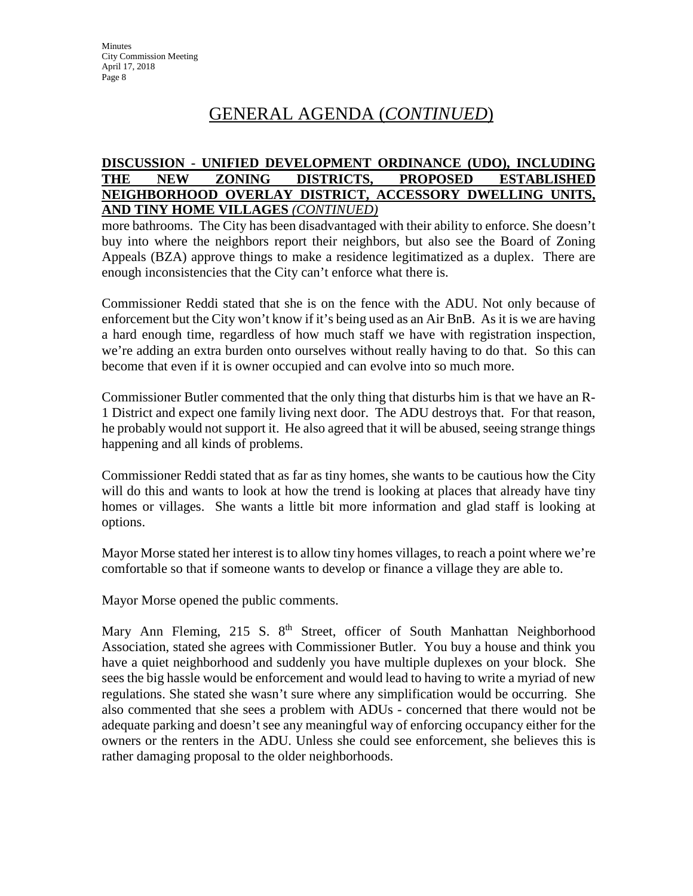# GENERAL AGENDA (*CONTINUED*)

**DISCUSSION - UNIFIED DEVELOPMENT ORDINANCE (UDO), INCLUDING THE NEW ZONING DISTRICTS, PROPOSED ESTABLISHED NEIGHBORHOOD OVERLAY DISTRICT, ACCESSORY DWELLING UNITS, AND TINY HOME VILLAGES *(CONTINUED)***

more bathrooms. The City has been disadvantaged with their ability to enforce. She doesn't buy into where the neighbors report their neighbors, but also see the Board of Zoning Appeals (BZA) approve things to make a residence legitimatized as a duplex. There are enough inconsistencies that the City can't enforce what there is.

Commissioner Reddi stated that she is on the fence with the ADU. Not only because of enforcement but the City won't know if it's being used as an Air BnB. As it is we are having a hard enough time, regardless of how much staff we have with registration inspection, we're adding an extra burden onto ourselves without really having to do that. So this can become that even if it is owner occupied and can evolve into so much more.

Commissioner Butler commented that the only thing that disturbs him is that we have an R-1 District and expect one family living next door. The ADU destroys that. For that reason, he probably would not support it. He also agreed that it will be abused, seeing strange things happening and all kinds of problems.

Commissioner Reddi stated that as far as tiny homes, she wants to be cautious how the City will do this and wants to look at how the trend is looking at places that already have tiny homes or villages. She wants a little bit more information and glad staff is looking at options.

Mayor Morse stated her interest is to allow tiny homes villages, to reach a point where we're comfortable so that if someone wants to develop or finance a village they are able to.

Mayor Morse opened the public comments.

Mary Ann Fleming, 215 S. 8th Street, officer of South Manhattan Neighborhood Association, stated she agrees with Commissioner Butler. You buy a house and think you have a quiet neighborhood and suddenly you have multiple duplexes on your block. She sees the big hassle would be enforcement and would lead to having to write a myriad of new regulations. She stated she wasn't sure where any simplification would be occurring. She also commented that she sees a problem with ADUs - concerned that there would not be adequate parking and doesn't see any meaningful way of enforcing occupancy either for the owners or the renters in the ADU. Unless she could see enforcement, she believes this is rather damaging proposal to the older neighborhoods.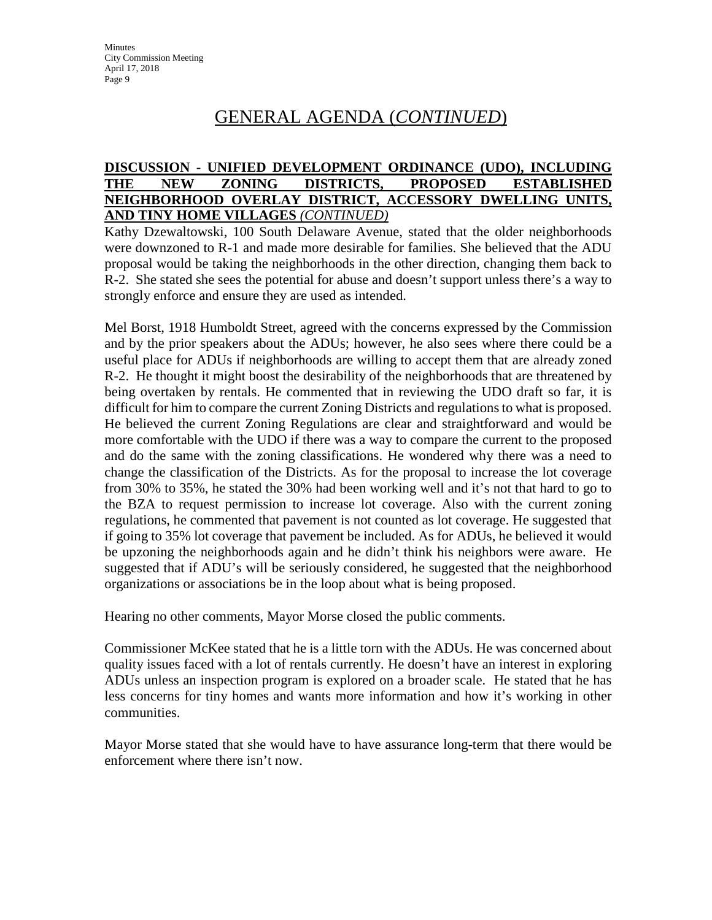# GENERAL AGENDA (*CONTINUED*)

**DISCUSSION - UNIFIED DEVELOPMENT ORDINANCE (UDO), INCLUDING THE NEW ZONING DISTRICTS, PROPOSED ESTABLISHED NEIGHBORHOOD OVERLAY DISTRICT, ACCESSORY DWELLING UNITS, AND TINY HOME VILLAGES** ***(CONTINUED)***

Kathy Dzewaltowski, 100 South Delaware Avenue, stated that the older neighborhoods were downzoned to R-1 and made more desirable for families. She believed that the ADU proposal would be taking the neighborhoods in the other direction, changing them back to R-2. She stated she sees the potential for abuse and doesn't support unless there's a way to strongly enforce and ensure they are used as intended.

Mel Borst, 1918 Humboldt Street, agreed with the concerns expressed by the Commission and by the prior speakers about the ADUs; however, he also sees where there could be a useful place for ADUs if neighborhoods are willing to accept them that are already zoned R-2. He thought it might boost the desirability of the neighborhoods that are threatened by being overtaken by rentals. He commented that in reviewing the UDO draft so far, it is difficult for him to compare the current Zoning Districts and regulations to what is proposed. He believed the current Zoning Regulations are clear and straightforward and would be more comfortable with the UDO if there was a way to compare the current to the proposed and do the same with the zoning classifications. He wondered why there was a need to change the classification of the Districts. As for the proposal to increase the lot coverage from 30% to 35%, he stated the 30% had been working well and it's not that hard to go to the BZA to request permission to increase lot coverage. Also with the current zoning regulations, he commented that pavement is not counted as lot coverage. He suggested that if going to 35% lot coverage that pavement be included. As for ADUs, he believed it would be upzoning the neighborhoods again and he didn't think his neighbors were aware. He suggested that if ADU's will be seriously considered, he suggested that the neighborhood organizations or associations be in the loop about what is being proposed.

Hearing no other comments, Mayor Morse closed the public comments.

Commissioner McKee stated that he is a little torn with the ADUs. He was concerned about quality issues faced with a lot of rentals currently. He doesn't have an interest in exploring ADUs unless an inspection program is explored on a broader scale. He stated that he has less concerns for tiny homes and wants more information and how it's working in other communities.

Mayor Morse stated that she would have to have assurance long-term that there would be enforcement where there isn't now.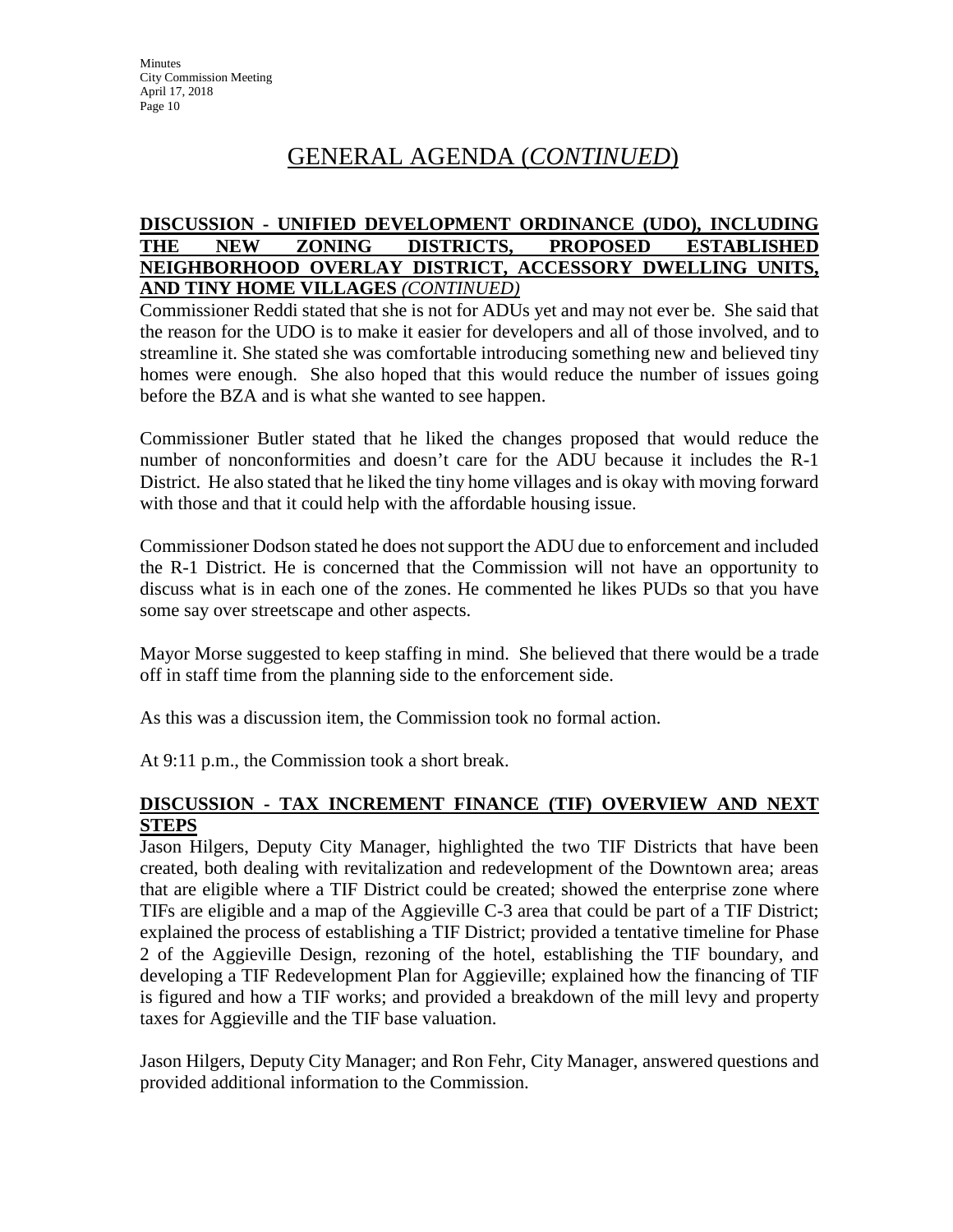# GENERAL AGENDA (*CONTINUED*)

**DISCUSSION - UNIFIED DEVELOPMENT ORDINANCE (UDO), INCLUDING THE NEW ZONING DISTRICTS, PROPOSED ESTABLISHED NEIGHBORHOOD OVERLAY DISTRICT, ACCESSORY DWELLING UNITS, AND TINY HOME VILLAGES *(CONTINUED)***

Commissioner Reddi stated that she is not for ADUs yet and may not ever be. She said that the reason for the UDO is to make it easier for developers and all of those involved, and to streamline it. She stated she was comfortable introducing something new and believed tiny homes were enough. She also hoped that this would reduce the number of issues going before the BZA and is what she wanted to see happen.

Commissioner Butler stated that he liked the changes proposed that would reduce the number of nonconformities and doesn't care for the ADU because it includes the R-1 District. He also stated that he liked the tiny home villages and is okay with moving forward with those and that it could help with the affordable housing issue.

Commissioner Dodson stated he does not support the ADU due to enforcement and included the R-1 District. He is concerned that the Commission will not have an opportunity to discuss what is in each one of the zones. He commented he likes PUDs so that you have some say over streetscape and other aspects.

Mayor Morse suggested to keep staffing in mind. She believed that there would be a trade off in staff time from the planning side to the enforcement side.

As this was a discussion item, the Commission took no formal action.

At 9:11 p.m., the Commission took a short break.

**DISCUSSION - TAX INCREMENT FINANCE (TIF) OVERVIEW AND NEXT STEPS**

Jason Hilgers, Deputy City Manager, highlighted the two TIF Districts that have been created, both dealing with revitalization and redevelopment of the Downtown area; areas that are eligible where a TIF District could be created; showed the enterprise zone where TIFs are eligible and a map of the Aggieville C-3 area that could be part of a TIF District; explained the process of establishing a TIF District; provided a tentative timeline for Phase 2 of the Aggieville Design, rezoning of the hotel, establishing the TIF boundary, and developing a TIF Redevelopment Plan for Aggieville; explained how the financing of TIF is figured and how a TIF works; and provided a breakdown of the mill levy and property taxes for Aggieville and the TIF base valuation.

Jason Hilgers, Deputy City Manager; and Ron Fehr, City Manager, answered questions and provided additional information to the Commission.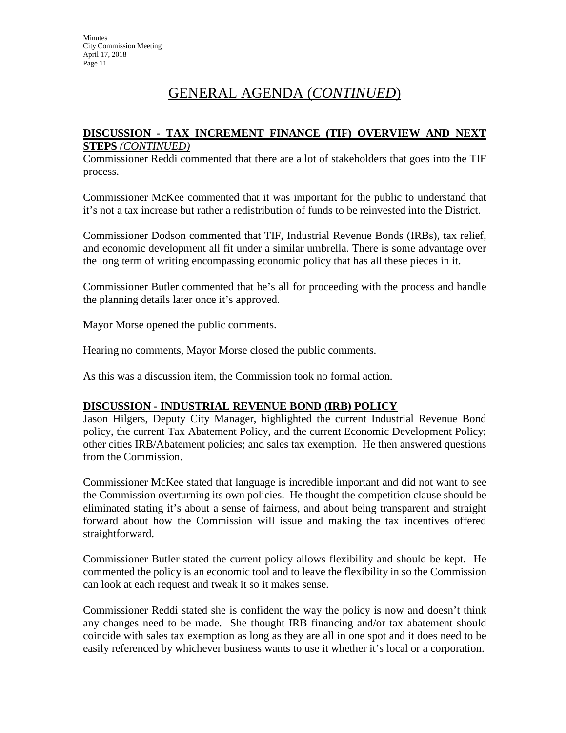# GENERAL AGENDA (*CONTINUED*)

**DISCUSSION - TAX INCREMENT FINANCE (TIF) OVERVIEW AND NEXT STEPS** *(CONTINUED)*

Commissioner Reddi commented that there are a lot of stakeholders that goes into the TIF process.

Commissioner McKee commented that it was important for the public to understand that it's not a tax increase but rather a redistribution of funds to be reinvested into the District.

Commissioner Dodson commented that TIF, Industrial Revenue Bonds (IRBs), tax relief, and economic development all fit under a similar umbrella. There is some advantage over the long term of writing encompassing economic policy that has all these pieces in it.

Commissioner Butler commented that he's all for proceeding with the process and handle the planning details later once it's approved.

Mayor Morse opened the public comments.

Hearing no comments, Mayor Morse closed the public comments.

As this was a discussion item, the Commission took no formal action.

**DISCUSSION - INDUSTRIAL REVENUE BOND (IRB) POLICY**

Jason Hilgers, Deputy City Manager, highlighted the current Industrial Revenue Bond policy, the current Tax Abatement Policy, and the current Economic Development Policy; other cities IRB/Abatement policies; and sales tax exemption. He then answered questions from the Commission.

Commissioner McKee stated that language is incredible important and did not want to see the Commission overturning its own policies. He thought the competition clause should be eliminated stating it's about a sense of fairness, and about being transparent and straight forward about how the Commission will issue and making the tax incentives offered straightforward.

Commissioner Butler stated the current policy allows flexibility and should be kept. He commented the policy is an economic tool and to leave the flexibility in so the Commission can look at each request and tweak it so it makes sense.

Commissioner Reddi stated she is confident the way the policy is now and doesn't think any changes need to be made. She thought IRB financing and/or tax abatement should coincide with sales tax exemption as long as they are all in one spot and it does need to be easily referenced by whichever business wants to use it whether it's local or a corporation.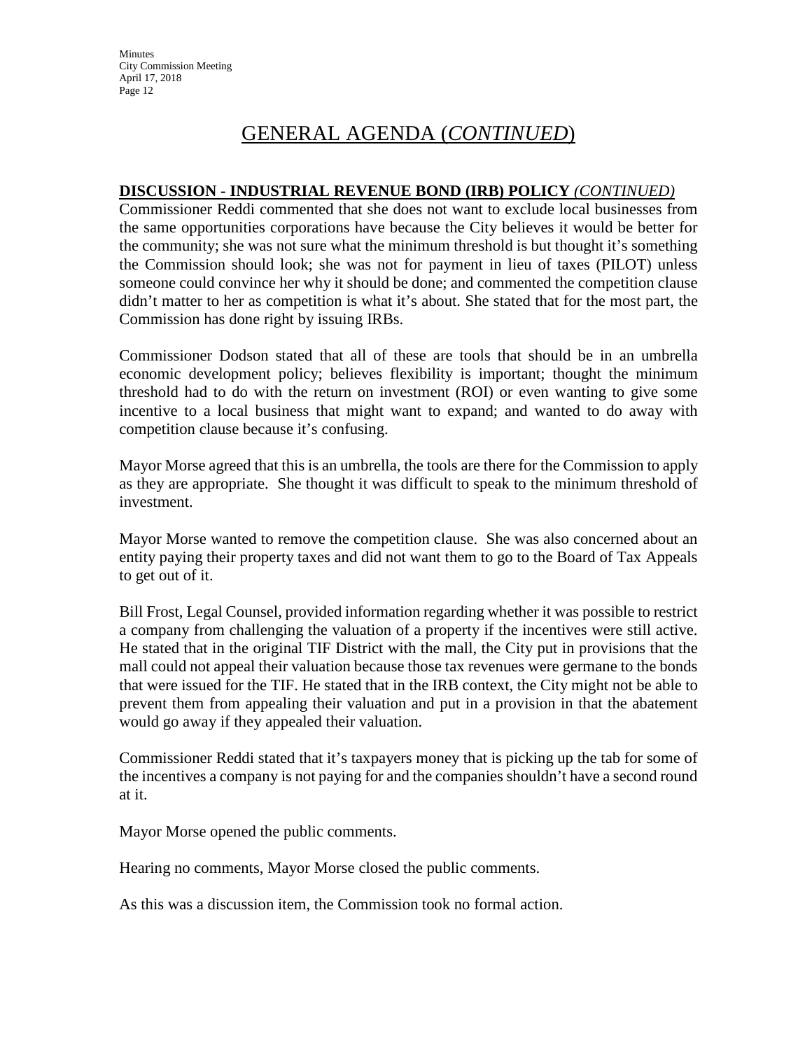# GENERAL AGENDA (*CONTINUED*)

**DISCUSSION - INDUSTRIAL REVENUE BOND (IRB) POLICY** *(CONTINUED)*

Commissioner Reddi commented that she does not want to exclude local businesses from the same opportunities corporations have because the City believes it would be better for the community; she was not sure what the minimum threshold is but thought it's something the Commission should look; she was not for payment in lieu of taxes (PILOT) unless someone could convince her why it should be done; and commented the competition clause didn't matter to her as competition is what it's about. She stated that for the most part, the Commission has done right by issuing IRBs.

Commissioner Dodson stated that all of these are tools that should be in an umbrella economic development policy; believes flexibility is important; thought the minimum threshold had to do with the return on investment (ROI) or even wanting to give some incentive to a local business that might want to expand; and wanted to do away with competition clause because it's confusing.

Mayor Morse agreed that this is an umbrella, the tools are there for the Commission to apply as they are appropriate. She thought it was difficult to speak to the minimum threshold of investment.

Mayor Morse wanted to remove the competition clause. She was also concerned about an entity paying their property taxes and did not want them to go to the Board of Tax Appeals to get out of it.

Bill Frost, Legal Counsel, provided information regarding whether it was possible to restrict a company from challenging the valuation of a property if the incentives were still active. He stated that in the original TIF District with the mall, the City put in provisions that the mall could not appeal their valuation because those tax revenues were germane to the bonds that were issued for the TIF. He stated that in the IRB context, the City might not be able to prevent them from appealing their valuation and put in a provision in that the abatement would go away if they appealed their valuation.

Commissioner Reddi stated that it's taxpayers money that is picking up the tab for some of the incentives a company is not paying for and the companies shouldn't have a second round at it.

Mayor Morse opened the public comments.

Hearing no comments, Mayor Morse closed the public comments.

As this was a discussion item, the Commission took no formal action.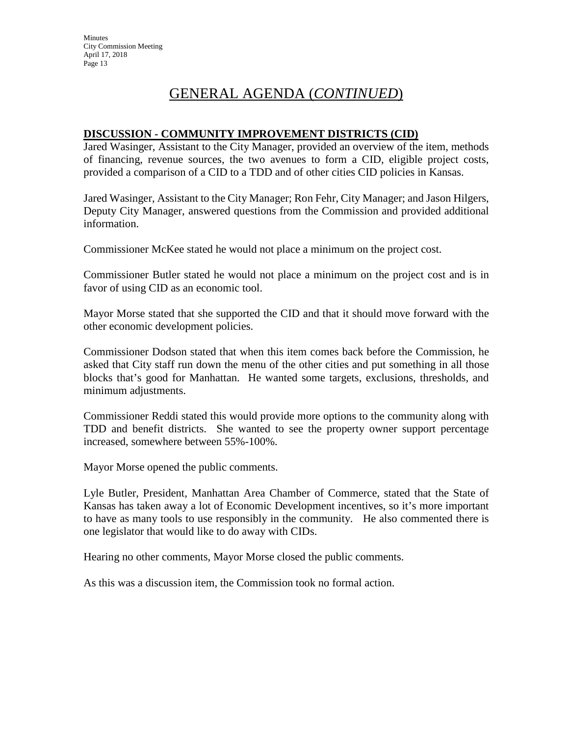# GENERAL AGENDA (*CONTINUED*)

**DISCUSSION - COMMUNITY IMPROVEMENT DISTRICTS (CID)**

Jared Wasinger, Assistant to the City Manager, provided an overview of the item, methods of financing, revenue sources, the two avenues to form a CID, eligible project costs, provided a comparison of a CID to a TDD and of other cities CID policies in Kansas.

Jared Wasinger, Assistant to the City Manager; Ron Fehr, City Manager; and Jason Hilgers, Deputy City Manager, answered questions from the Commission and provided additional information.

Commissioner McKee stated he would not place a minimum on the project cost.

Commissioner Butler stated he would not place a minimum on the project cost and is in favor of using CID as an economic tool.

Mayor Morse stated that she supported the CID and that it should move forward with the other economic development policies.

Commissioner Dodson stated that when this item comes back before the Commission, he asked that City staff run down the menu of the other cities and put something in all those blocks that's good for Manhattan. He wanted some targets, exclusions, thresholds, and minimum adjustments.

Commissioner Reddi stated this would provide more options to the community along with TDD and benefit districts. She wanted to see the property owner support percentage increased, somewhere between 55%-100%.

Mayor Morse opened the public comments.

Lyle Butler, President, Manhattan Area Chamber of Commerce, stated that the State of Kansas has taken away a lot of Economic Development incentives, so it's more important to have as many tools to use responsibly in the community. He also commented there is one legislator that would like to do away with CIDs.

Hearing no other comments, Mayor Morse closed the public comments.

As this was a discussion item, the Commission took no formal action.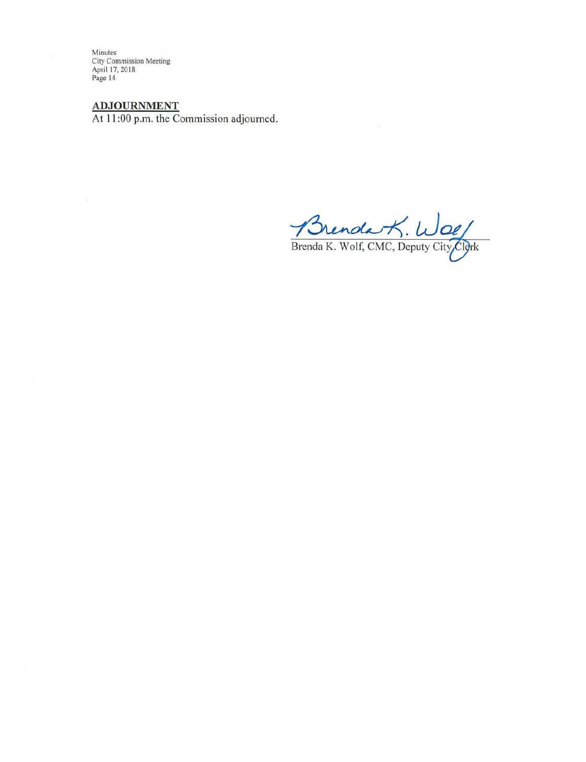**ADJOURNMENT**

At 11:00 p.m. the Commission adjourned.

Brenda K. Wolf

Brenda K. Wolf, CMC, Deputy City Clerk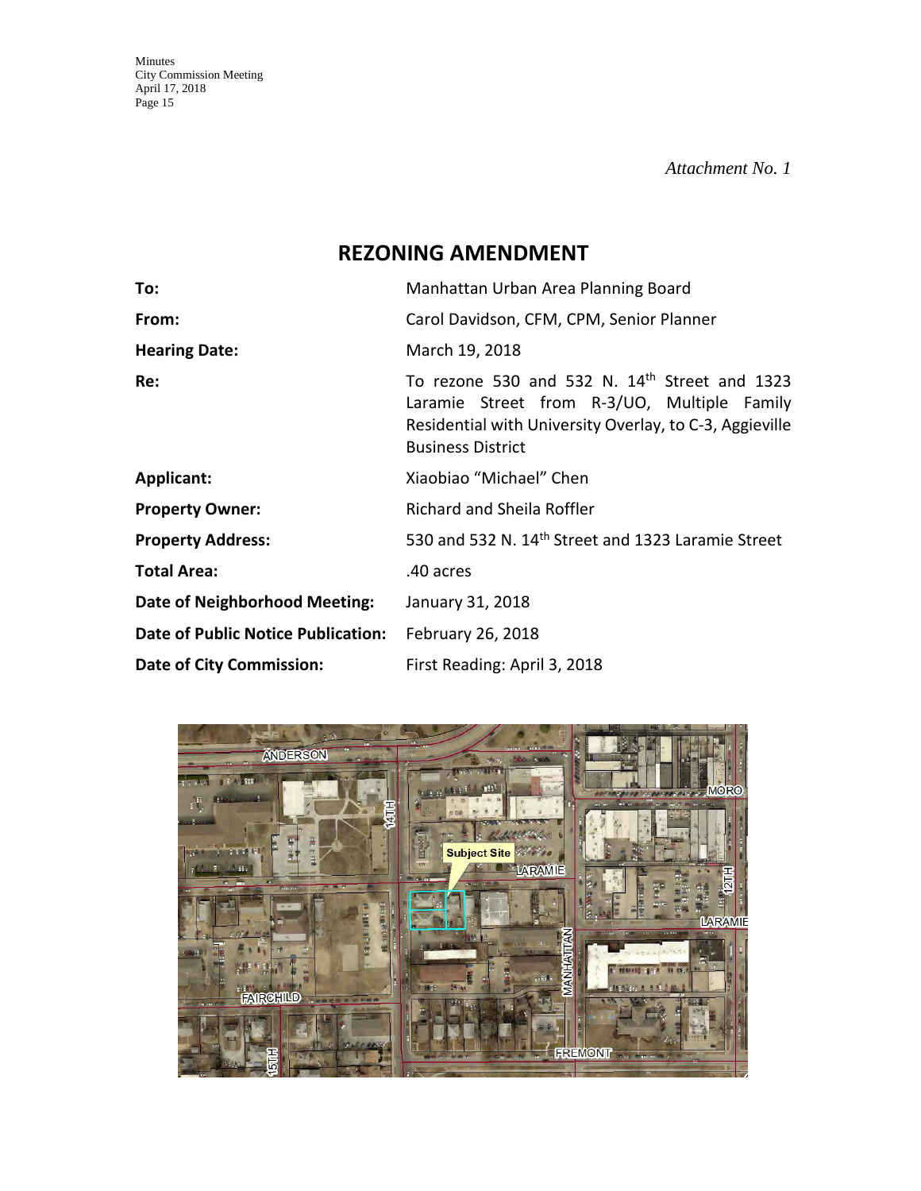*Attachment No. 1*

## REZONING AMENDMENT

| | |
|---|---|
| **To:** | Manhattan Urban Area Planning Board |
| **From:** | Carol Davidson, CFM, CPM, Senior Planner |
| **Hearing Date:** | March 19, 2018 |
| **Re:** | To rezone 530 and 532 N. 14th Street and 1323 Laramie Street from R-3/UO, Multiple Family Residential with University Overlay, to C-3, Aggieville Business District |
| **Applicant:** | Xiaobiao "Michael" Chen |
| **Property Owner:** | Richard and Sheila Roffler |
| **Property Address:** | 530 and 532 N. 14th Street and 1323 Laramie Street |
| **Total Area:** | .40 acres |
| **Date of Neighborhood Meeting:** | January 31, 2018 |
| **Date of Public Notice Publication:** | February 26, 2018 |
| **Date of City Commission:** | First Reading: April 3, 2018 |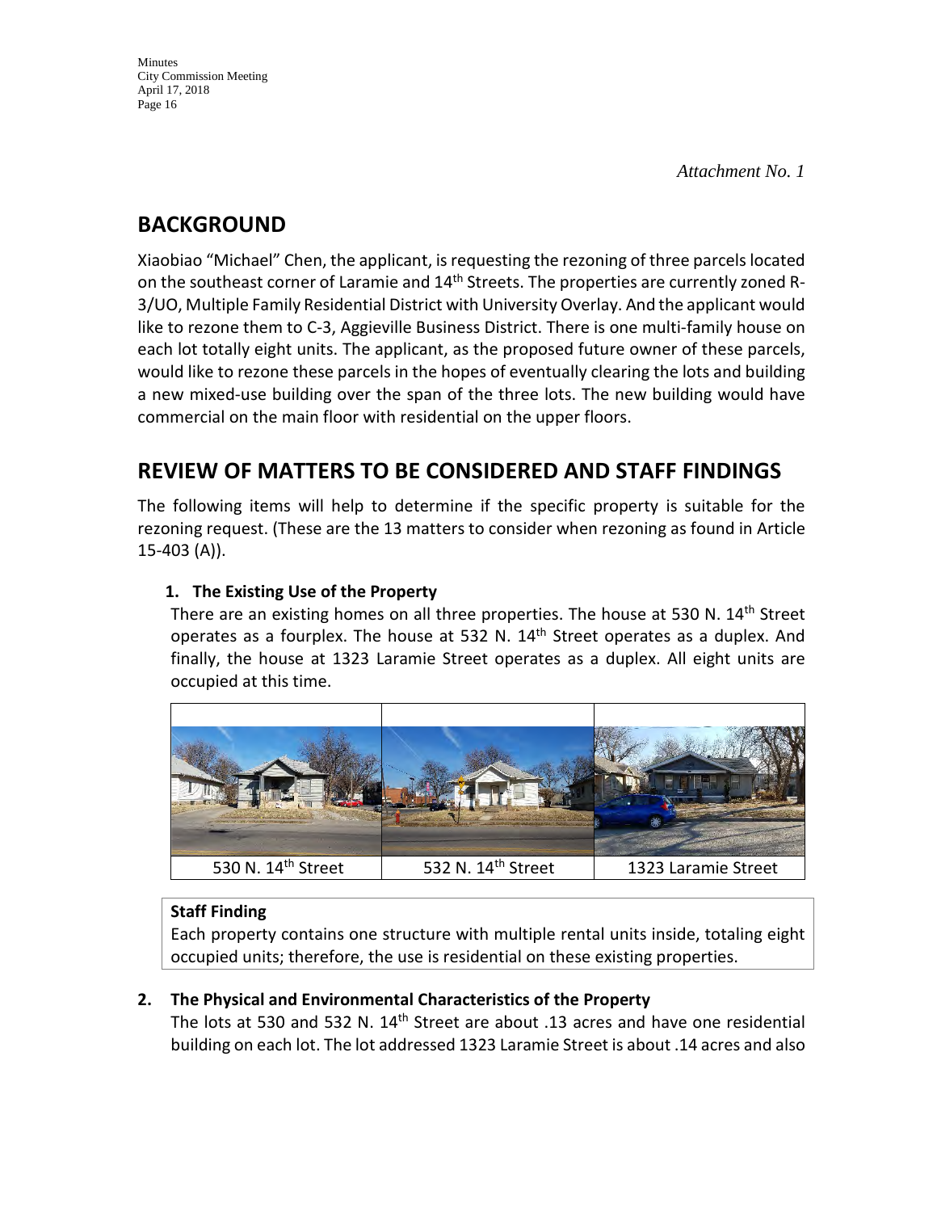*Attachment No. 1*

## BACKGROUND

Xiaobiao "Michael" Chen, the applicant, is requesting the rezoning of three parcels located on the southeast corner of Laramie and 14th Streets. The properties are currently zoned R-3/UO, Multiple Family Residential District with University Overlay. And the applicant would like to rezone them to C-3, Aggieville Business District. There is one multi-family house on each lot totally eight units. The applicant, as the proposed future owner of these parcels, would like to rezone these parcels in the hopes of eventually clearing the lots and building a new mixed-use building over the span of the three lots. The new building would have commercial on the main floor with residential on the upper floors.

## REVIEW OF MATTERS TO BE CONSIDERED AND STAFF FINDINGS

The following items will help to determine if the specific property is suitable for the rezoning request. (These are the 13 matters to consider when rezoning as found in Article 15-403 (A)).

### 1. The Existing Use of the Property

There are an existing homes on all three properties. The house at 530 N. 14th Street operates as a fourplex. The house at 532 N. 14th Street operates as a duplex. And finally, the house at 1323 Laramie Street operates as a duplex. All eight units are occupied at this time.

| | | |
|---|---|---|
| 530 N. 14th Street | 532 N. 14th Street | 1323 Laramie Street |

**Staff Finding**

Each property contains one structure with multiple rental units inside, totaling eight occupied units; therefore, the use is residential on these existing properties.

### 2. The Physical and Environmental Characteristics of the Property

The lots at 530 and 532 N. 14th Street are about .13 acres and have one residential building on each lot. The lot addressed 1323 Laramie Street is about .14 acres and also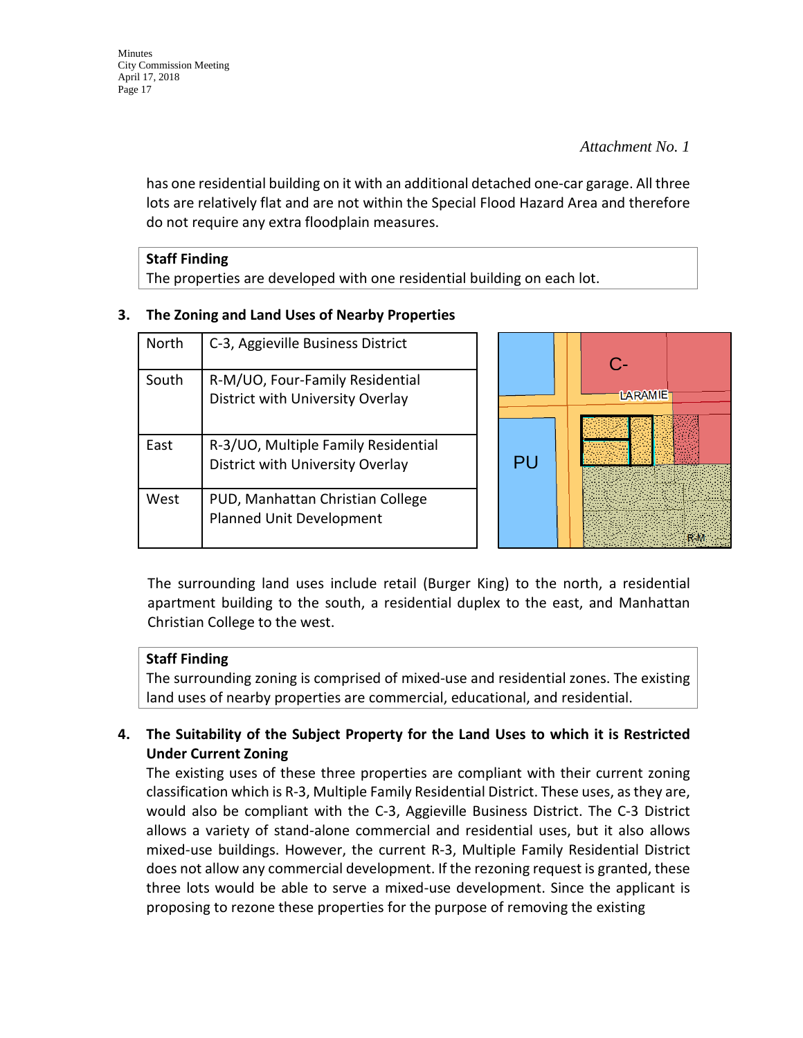*Attachment No. 1*

has one residential building on it with an additional detached one-car garage. All three lots are relatively flat and are not within the Special Flood Hazard Area and therefore do not require any extra floodplain measures.

| **Staff Finding** |
|---|
| The properties are developed with one residential building on each lot. |

### 3. The Zoning and Land Uses of Nearby Properties

| | |
|---|---|
| North | C-3, Aggieville Business District |
| South | R-M/UO, Four-Family Residential District with University Overlay |
| East | R-3/UO, Multiple Family Residential District with University Overlay |
| West | PUD, Manhattan Christian College Planned Unit Development |

The surrounding land uses include retail (Burger King) to the north, a residential apartment building to the south, a residential duplex to the east, and Manhattan Christian College to the west.

| **Staff Finding** |
|---|
| The surrounding zoning is comprised of mixed-use and residential zones. The existing land uses of nearby properties are commercial, educational, and residential. |

### 4. The Suitability of the Subject Property for the Land Uses to which it is Restricted Under Current Zoning

The existing uses of these three properties are compliant with their current zoning classification which is R-3, Multiple Family Residential District. These uses, as they are, would also be compliant with the C-3, Aggieville Business District. The C-3 District allows a variety of stand-alone commercial and residential uses, but it also allows mixed-use buildings. However, the current R-3, Multiple Family Residential District does not allow any commercial development. If the rezoning request is granted, these three lots would be able to serve a mixed-use development. Since the applicant is proposing to rezone these properties for the purpose of removing the existing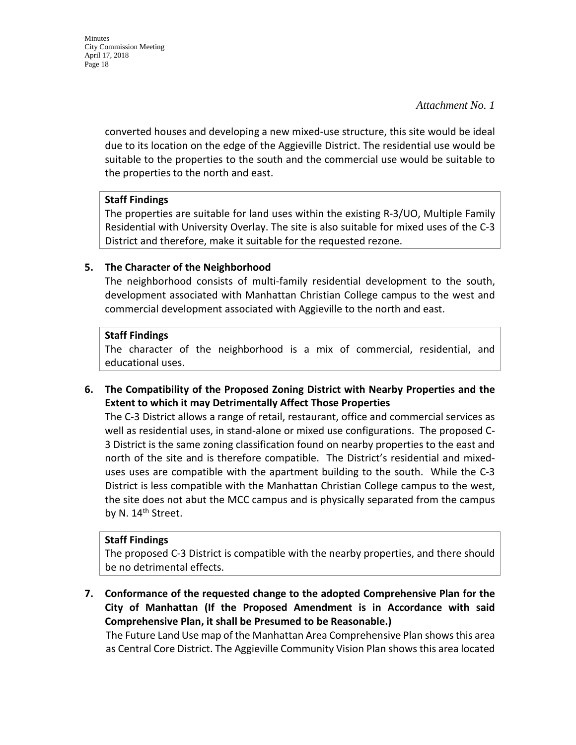*Attachment No. 1*

converted houses and developing a new mixed-use structure, this site would be ideal due to its location on the edge of the Aggieville District. The residential use would be suitable to the properties to the south and the commercial use would be suitable to the properties to the north and east.

**Staff Findings**

The properties are suitable for land uses within the existing R-3/UO, Multiple Family Residential with University Overlay. The site is also suitable for mixed uses of the C-3 District and therefore, make it suitable for the requested rezone.

**5. The Character of the Neighborhood**

The neighborhood consists of multi-family residential development to the south, development associated with Manhattan Christian College campus to the west and commercial development associated with Aggieville to the north and east.

**Staff Findings**

The character of the neighborhood is a mix of commercial, residential, and educational uses.

**6. The Compatibility of the Proposed Zoning District with Nearby Properties and the Extent to which it may Detrimentally Affect Those Properties**

The C-3 District allows a range of retail, restaurant, office and commercial services as well as residential uses, in stand-alone or mixed use configurations. The proposed C-3 District is the same zoning classification found on nearby properties to the east and north of the site and is therefore compatible. The District's residential and mixed-uses uses are compatible with the apartment building to the south. While the C-3 District is less compatible with the Manhattan Christian College campus to the west, the site does not abut the MCC campus and is physically separated from the campus by N. 14th Street.

**Staff Findings**

The proposed C-3 District is compatible with the nearby properties, and there should be no detrimental effects.

**7. Conformance of the requested change to the adopted Comprehensive Plan for the City of Manhattan (If the Proposed Amendment is in Accordance with said Comprehensive Plan, it shall be Presumed to be Reasonable.)**

The Future Land Use map of the Manhattan Area Comprehensive Plan shows this area as Central Core District. The Aggieville Community Vision Plan shows this area located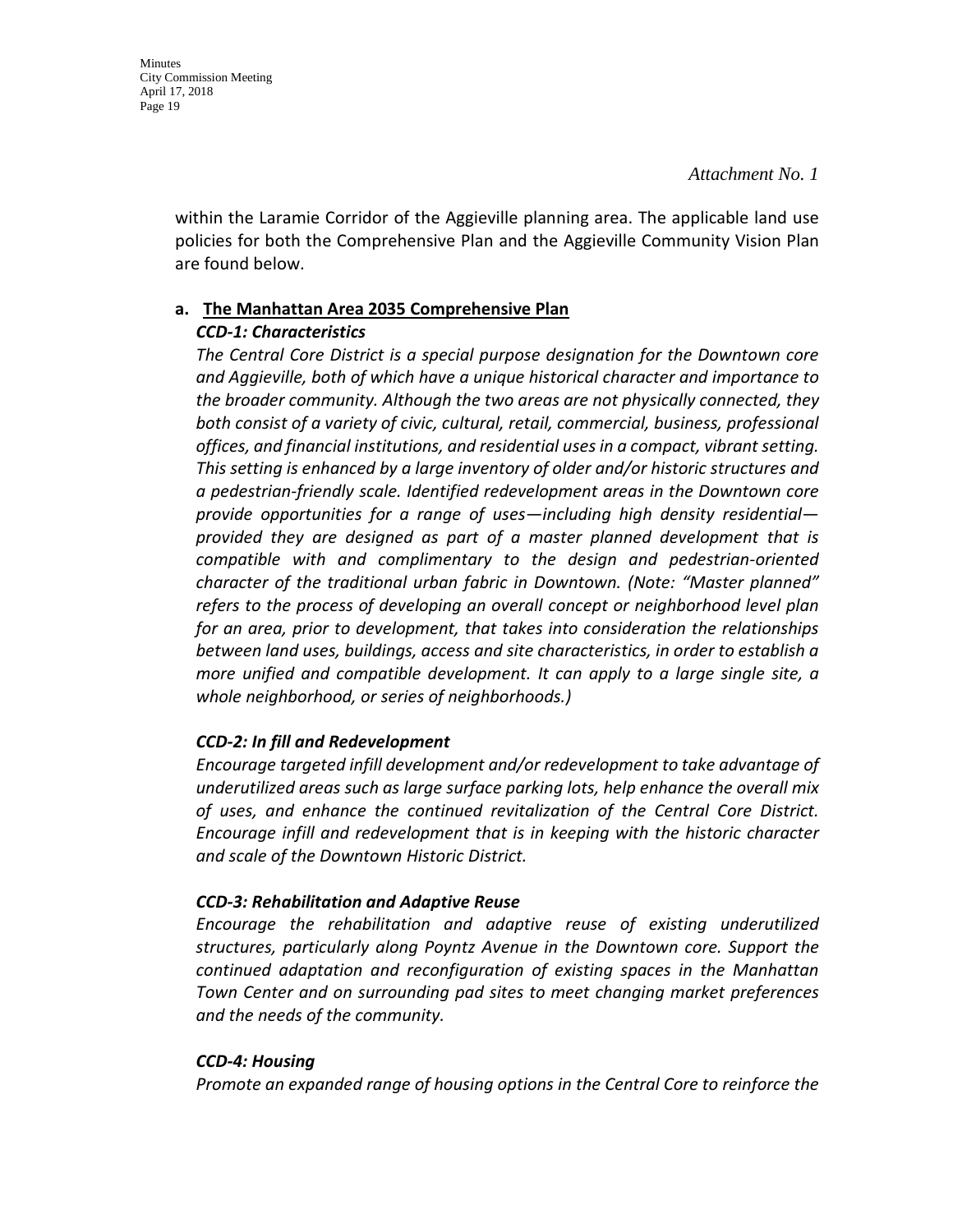*Attachment No. 1*

within the Laramie Corridor of the Aggieville planning area. The applicable land use policies for both the Comprehensive Plan and the Aggieville Community Vision Plan are found below.

**a. <u>The Manhattan Area 2035 Comprehensive Plan</u>**

***CCD-1: Characteristics***

*The Central Core District is a special purpose designation for the Downtown core and Aggieville, both of which have a unique historical character and importance to the broader community. Although the two areas are not physically connected, they both consist of a variety of civic, cultural, retail, commercial, business, professional offices, and financial institutions, and residential uses in a compact, vibrant setting. This setting is enhanced by a large inventory of older and/or historic structures and a pedestrian-friendly scale. Identified redevelopment areas in the Downtown core provide opportunities for a range of uses—including high density residential—provided they are designed as part of a master planned development that is compatible with and complimentary to the design and pedestrian-oriented character of the traditional urban fabric in Downtown. (Note: "Master planned" refers to the process of developing an overall concept or neighborhood level plan for an area, prior to development, that takes into consideration the relationships between land uses, buildings, access and site characteristics, in order to establish a more unified and compatible development. It can apply to a large single site, a whole neighborhood, or series of neighborhoods.)*

***CCD-2: In fill and Redevelopment***

*Encourage targeted infill development and/or redevelopment to take advantage of underutilized areas such as large surface parking lots, help enhance the overall mix of uses, and enhance the continued revitalization of the Central Core District. Encourage infill and redevelopment that is in keeping with the historic character and scale of the Downtown Historic District.*

***CCD-3: Rehabilitation and Adaptive Reuse***

*Encourage the rehabilitation and adaptive reuse of existing underutilized structures, particularly along Poyntz Avenue in the Downtown core. Support the continued adaptation and reconfiguration of existing spaces in the Manhattan Town Center and on surrounding pad sites to meet changing market preferences and the needs of the community.*

***CCD-4: Housing***

*Promote an expanded range of housing options in the Central Core to reinforce the*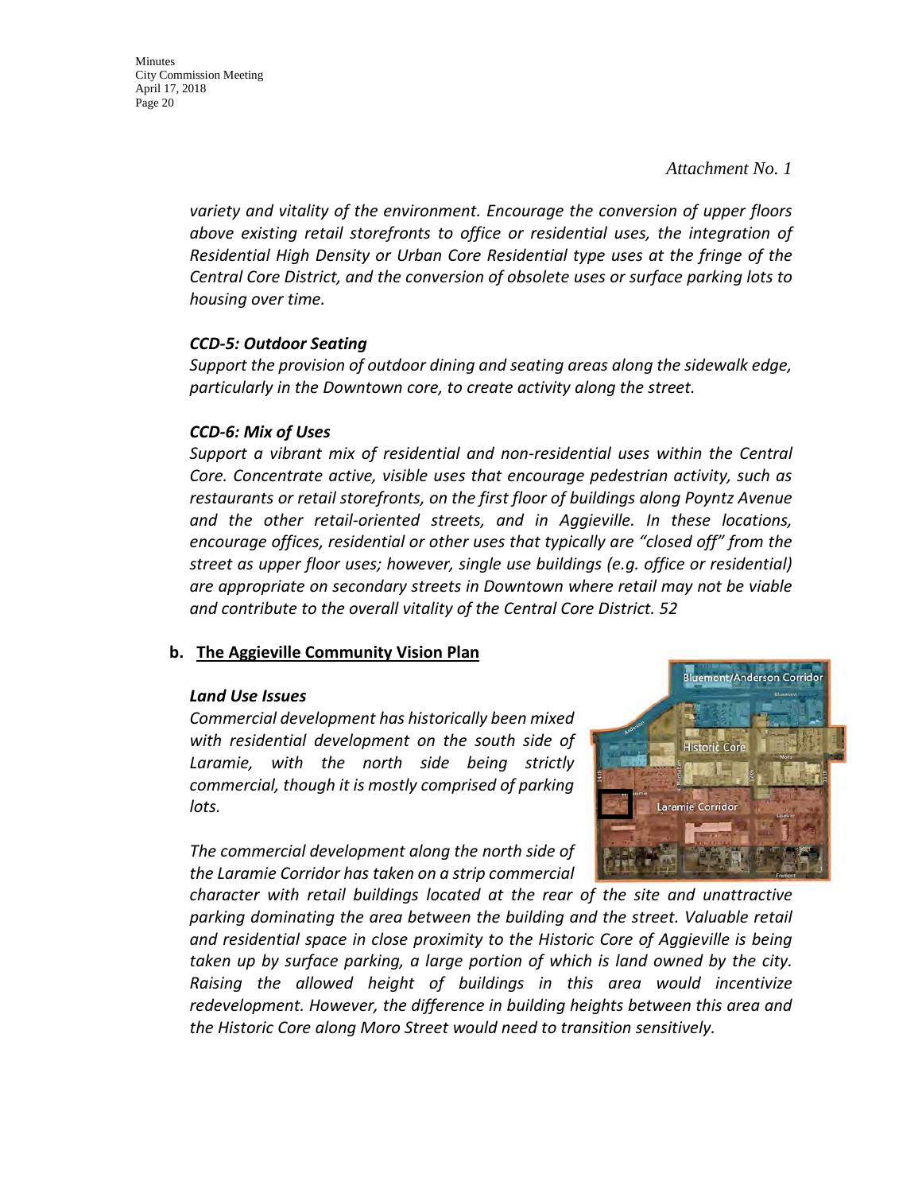*Attachment No. 1*

*variety and vitality of the environment. Encourage the conversion of upper floors above existing retail storefronts to office or residential uses, the integration of Residential High Density or Urban Core Residential type uses at the fringe of the Central Core District, and the conversion of obsolete uses or surface parking lots to housing over time.*

***CCD-5: Outdoor Seating***

*Support the provision of outdoor dining and seating areas along the sidewalk edge, particularly in the Downtown core, to create activity along the street.*

***CCD-6: Mix of Uses***

*Support a vibrant mix of residential and non-residential uses within the Central Core. Concentrate active, visible uses that encourage pedestrian activity, such as restaurants or retail storefronts, on the first floor of buildings along Poyntz Avenue and the other retail-oriented streets, and in Aggieville. In these locations, encourage offices, residential or other uses that typically are "closed off" from the street as upper floor uses; however, single use buildings (e.g. office or residential) are appropriate on secondary streets in Downtown where retail may not be viable and contribute to the overall vitality of the Central Core District. 52*

**b. The Aggieville Community Vision Plan**

***Land Use Issues***

*Commercial development has historically been mixed with residential development on the south side of Laramie, with the north side being strictly commercial, though it is mostly comprised of parking lots.*

*The commercial development along the north side of the Laramie Corridor has taken on a strip commercial character with retail buildings located at the rear of the site and unattractive parking dominating the area between the building and the street. Valuable retail and residential space in close proximity to the Historic Core of Aggieville is being taken up by surface parking, a large portion of which is land owned by the city. Raising the allowed height of buildings in this area would incentivize redevelopment. However, the difference in building heights between this area and the Historic Core along Moro Street would need to transition sensitively.*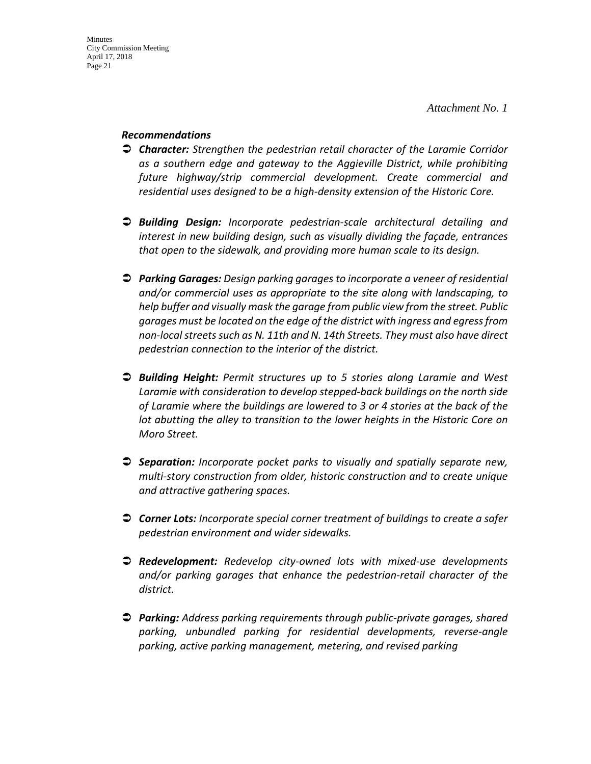*Attachment No. 1*

***Recommendations***

- ***Character:*** *Strengthen the pedestrian retail character of the Laramie Corridor as a southern edge and gateway to the Aggieville District, while prohibiting future highway/strip commercial development. Create commercial and residential uses designed to be a high-density extension of the Historic Core.*

- ***Building Design:*** *Incorporate pedestrian-scale architectural detailing and interest in new building design, such as visually dividing the façade, entrances that open to the sidewalk, and providing more human scale to its design.*

- ***Parking Garages:*** *Design parking garages to incorporate a veneer of residential and/or commercial uses as appropriate to the site along with landscaping, to help buffer and visually mask the garage from public view from the street. Public garages must be located on the edge of the district with ingress and egress from non-local streets such as N. 11th and N. 14th Streets. They must also have direct pedestrian connection to the interior of the district.*

- ***Building Height:*** *Permit structures up to 5 stories along Laramie and West Laramie with consideration to develop stepped-back buildings on the north side of Laramie where the buildings are lowered to 3 or 4 stories at the back of the lot abutting the alley to transition to the lower heights in the Historic Core on Moro Street.*

- ***Separation:*** *Incorporate pocket parks to visually and spatially separate new, multi-story construction from older, historic construction and to create unique and attractive gathering spaces.*

- ***Corner Lots:*** *Incorporate special corner treatment of buildings to create a safer pedestrian environment and wider sidewalks.*

- ***Redevelopment:*** *Redevelop city-owned lots with mixed-use developments and/or parking garages that enhance the pedestrian-retail character of the district.*

- ***Parking:*** *Address parking requirements through public-private garages, shared parking, unbundled parking for residential developments, reverse-angle parking, active parking management, metering, and revised parking*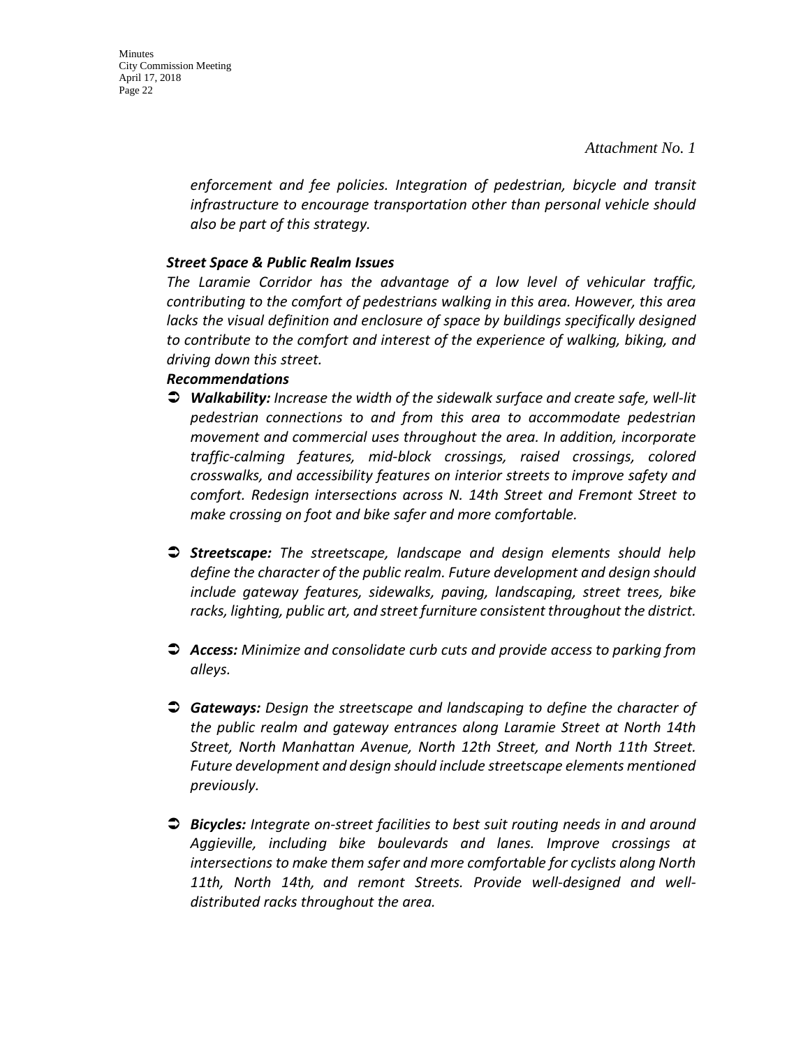*Attachment No. 1*

*enforcement and fee policies. Integration of pedestrian, bicycle and transit infrastructure to encourage transportation other than personal vehicle should also be part of this strategy.*

***Street Space & Public Realm Issues***

*The Laramie Corridor has the advantage of a low level of vehicular traffic, contributing to the comfort of pedestrians walking in this area. However, this area lacks the visual definition and enclosure of space by buildings specifically designed to contribute to the comfort and interest of the experience of walking, biking, and driving down this street.*

***Recommendations***

- ***Walkability:*** *Increase the width of the sidewalk surface and create safe, well-lit pedestrian connections to and from this area to accommodate pedestrian movement and commercial uses throughout the area. In addition, incorporate traffic-calming features, mid-block crossings, raised crossings, colored crosswalks, and accessibility features on interior streets to improve safety and comfort. Redesign intersections across N. 14th Street and Fremont Street to make crossing on foot and bike safer and more comfortable.*

- ***Streetscape:*** *The streetscape, landscape and design elements should help define the character of the public realm. Future development and design should include gateway features, sidewalks, paving, landscaping, street trees, bike racks, lighting, public art, and street furniture consistent throughout the district.*

- ***Access:*** *Minimize and consolidate curb cuts and provide access to parking from alleys.*

- ***Gateways:*** *Design the streetscape and landscaping to define the character of the public realm and gateway entrances along Laramie Street at North 14th Street, North Manhattan Avenue, North 12th Street, and North 11th Street. Future development and design should include streetscape elements mentioned previously.*

- ***Bicycles:*** *Integrate on-street facilities to best suit routing needs in and around Aggieville, including bike boulevards and lanes. Improve crossings at intersections to make them safer and more comfortable for cyclists along North 11th, North 14th, and remont Streets. Provide well-designed and well-distributed racks throughout the area.*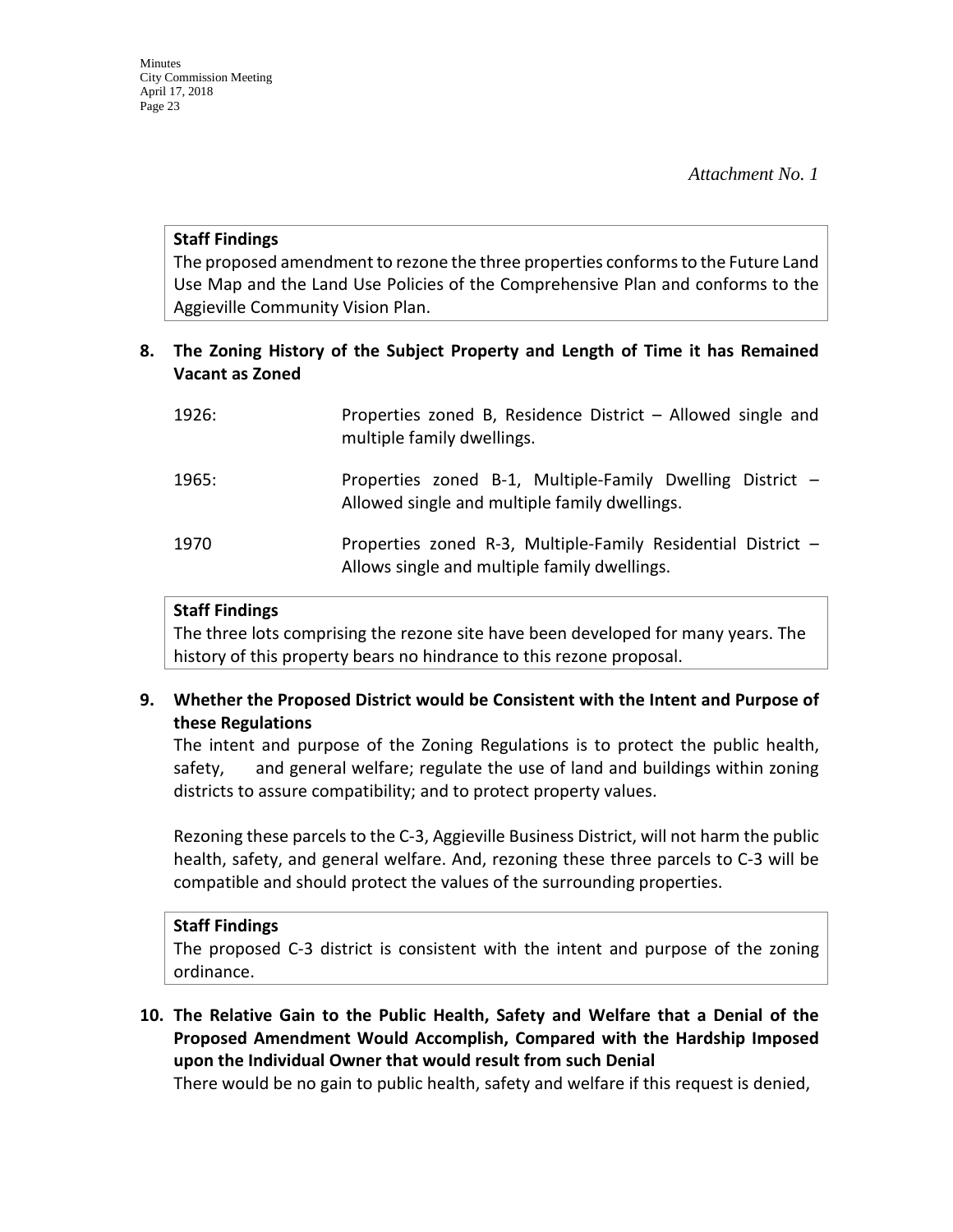*Attachment No. 1*

**Staff Findings**
The proposed amendment to rezone the three properties conforms to the Future Land Use Map and the Land Use Policies of the Comprehensive Plan and conforms to the Aggieville Community Vision Plan.

**8. The Zoning History of the Subject Property and Length of Time it has Remained Vacant as Zoned**

| | |
|---|---|
| 1926: | Properties zoned B, Residence District – Allowed single and multiple family dwellings. |
| 1965: | Properties zoned B-1, Multiple-Family Dwelling District – Allowed single and multiple family dwellings. |
| 1970 | Properties zoned R-3, Multiple-Family Residential District – Allows single and multiple family dwellings. |

**Staff Findings**
The three lots comprising the rezone site have been developed for many years. The history of this property bears no hindrance to this rezone proposal.

**9. Whether the Proposed District would be Consistent with the Intent and Purpose of these Regulations**

The intent and purpose of the Zoning Regulations is to protect the public health, safety, and general welfare; regulate the use of land and buildings within zoning districts to assure compatibility; and to protect property values.

Rezoning these parcels to the C-3, Aggieville Business District, will not harm the public health, safety, and general welfare. And, rezoning these three parcels to C-3 will be compatible and should protect the values of the surrounding properties.

**Staff Findings**
The proposed C-3 district is consistent with the intent and purpose of the zoning ordinance.

**10. The Relative Gain to the Public Health, Safety and Welfare that a Denial of the Proposed Amendment Would Accomplish, Compared with the Hardship Imposed upon the Individual Owner that would result from such Denial**

There would be no gain to public health, safety and welfare if this request is denied,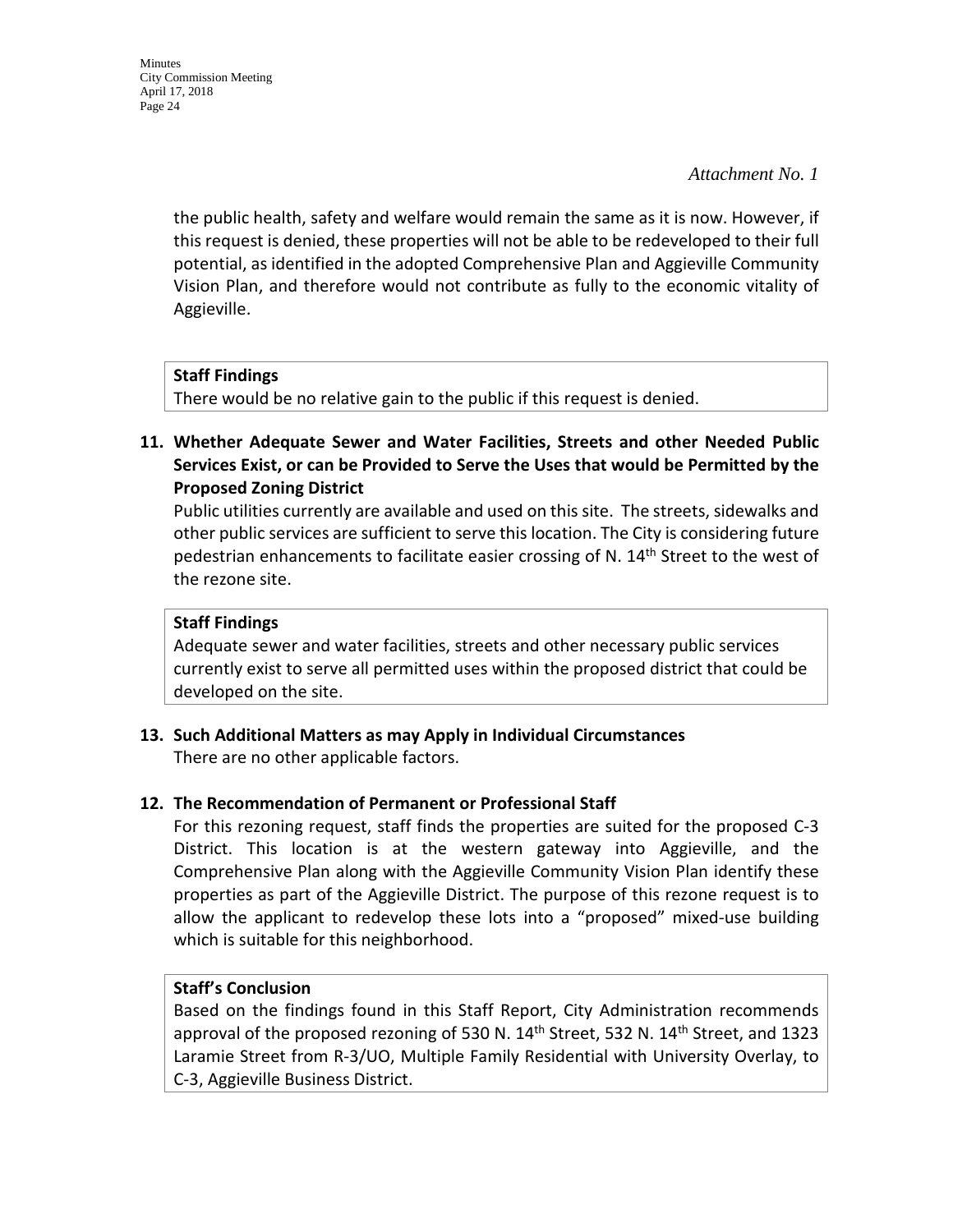*Attachment No. 1*

the public health, safety and welfare would remain the same as it is now. However, if this request is denied, these properties will not be able to be redeveloped to their full potential, as identified in the adopted Comprehensive Plan and Aggieville Community Vision Plan, and therefore would not contribute as fully to the economic vitality of Aggieville.

**Staff Findings**
There would be no relative gain to the public if this request is denied.

**11. Whether Adequate Sewer and Water Facilities, Streets and other Needed Public Services Exist, or can be Provided to Serve the Uses that would be Permitted by the Proposed Zoning District**

Public utilities currently are available and used on this site. The streets, sidewalks and other public services are sufficient to serve this location. The City is considering future pedestrian enhancements to facilitate easier crossing of N. 14th Street to the west of the rezone site.

**Staff Findings**
Adequate sewer and water facilities, streets and other necessary public services currently exist to serve all permitted uses within the proposed district that could be developed on the site.

**13. Such Additional Matters as may Apply in Individual Circumstances**

There are no other applicable factors.

**12. The Recommendation of Permanent or Professional Staff**

For this rezoning request, staff finds the properties are suited for the proposed C-3 District. This location is at the western gateway into Aggieville, and the Comprehensive Plan along with the Aggieville Community Vision Plan identify these properties as part of the Aggieville District. The purpose of this rezone request is to allow the applicant to redevelop these lots into a "proposed" mixed-use building which is suitable for this neighborhood.

**Staff's Conclusion**
Based on the findings found in this Staff Report, City Administration recommends approval of the proposed rezoning of 530 N. 14th Street, 532 N. 14th Street, and 1323 Laramie Street from R-3/UO, Multiple Family Residential with University Overlay, to C-3, Aggieville Business District.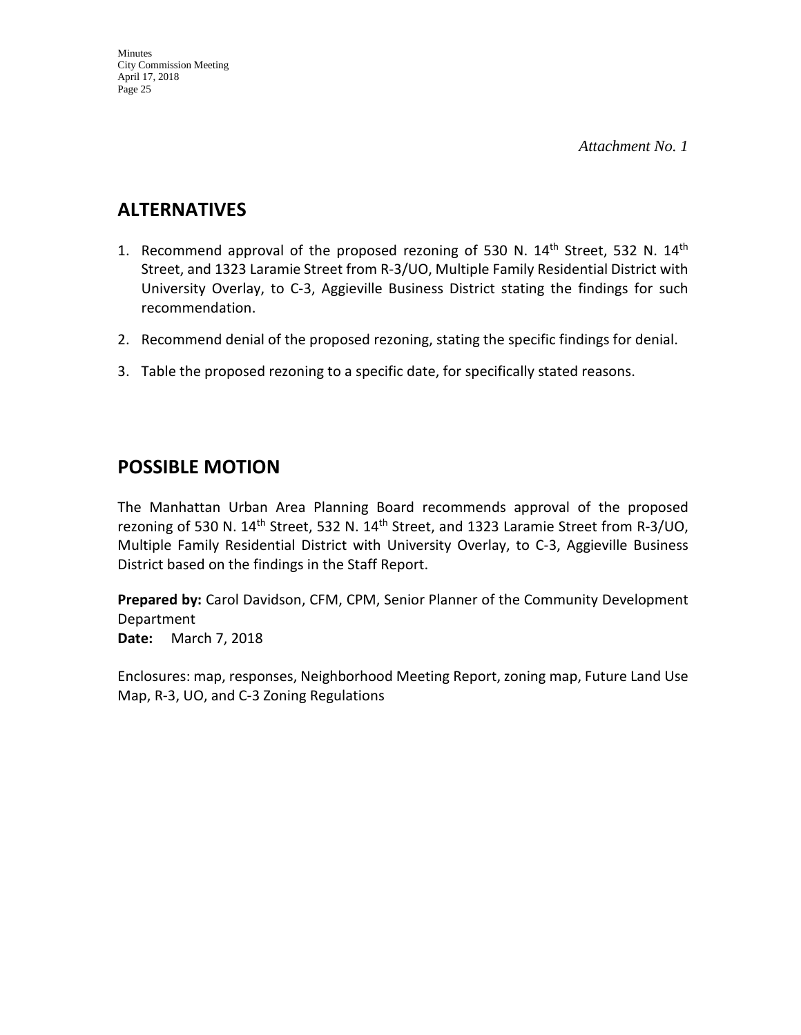*Attachment No. 1*

## ALTERNATIVES

1. Recommend approval of the proposed rezoning of 530 N. 14th Street, 532 N. 14th Street, and 1323 Laramie Street from R-3/UO, Multiple Family Residential District with University Overlay, to C-3, Aggieville Business District stating the findings for such recommendation.
2. Recommend denial of the proposed rezoning, stating the specific findings for denial.
3. Table the proposed rezoning to a specific date, for specifically stated reasons.

## POSSIBLE MOTION

The Manhattan Urban Area Planning Board recommends approval of the proposed rezoning of 530 N. 14th Street, 532 N. 14th Street, and 1323 Laramie Street from R-3/UO, Multiple Family Residential District with University Overlay, to C-3, Aggieville Business District based on the findings in the Staff Report.

**Prepared by:** Carol Davidson, CFM, CPM, Senior Planner of the Community Development Department
**Date:** March 7, 2018

Enclosures: map, responses, Neighborhood Meeting Report, zoning map, Future Land Use Map, R-3, UO, and C-3 Zoning Regulations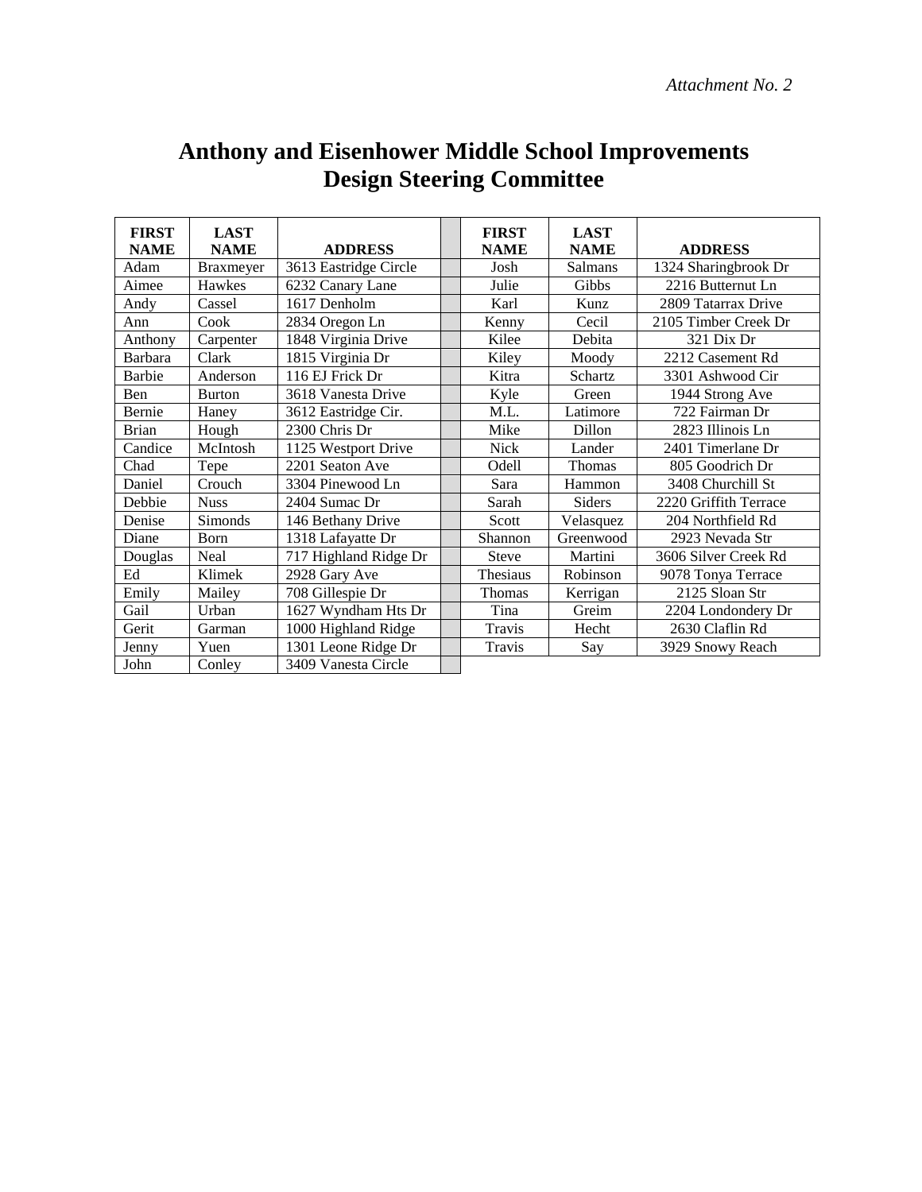*Attachment No. 2*

# Anthony and Eisenhower Middle School Improvements
# Design Steering Committee

| FIRST NAME | LAST NAME | ADDRESS | | FIRST NAME | LAST NAME | ADDRESS |
|---|---|---|---|---|---|---|
| Adam | Braxmeyer | 3613 Eastridge Circle | | Josh | Salmans | 1324 Sharingbrook Dr |
| Aimee | Hawkes | 6232 Canary Lane | | Julie | Gibbs | 2216 Butternut Ln |
| Andy | Cassel | 1617 Denholm | | Karl | Kunz | 2809 Tatarrax Drive |
| Ann | Cook | 2834 Oregon Ln | | Kenny | Cecil | 2105 Timber Creek Dr |
| Anthony | Carpenter | 1848 Virginia Drive | | Kilee | Debita | 321 Dix Dr |
| Barbara | Clark | 1815 Virginia Dr | | Kiley | Moody | 2212 Casement Rd |
| Barbie | Anderson | 116 EJ Frick Dr | | Kitra | Schartz | 3301 Ashwood Cir |
| Ben | Burton | 3618 Vanesta Drive | | Kyle | Green | 1944 Strong Ave |
| Bernie | Haney | 3612 Eastridge Cir. | | M.L. | Latimore | 722 Fairman Dr |
| Brian | Hough | 2300 Chris Dr | | Mike | Dillon | 2823 Illinois Ln |
| Candice | McIntosh | 1125 Westport Drive | | Nick | Lander | 2401 Timerlane Dr |
| Chad | Tepe | 2201 Seaton Ave | | Odell | Thomas | 805 Goodrich Dr |
| Daniel | Crouch | 3304 Pinewood Ln | | Sara | Hammon | 3408 Churchill St |
| Debbie | Nuss | 2404 Sumac Dr | | Sarah | Siders | 2220 Griffith Terrace |
| Denise | Simonds | 146 Bethany Drive | | Scott | Velasquez | 204 Northfield Rd |
| Diane | Born | 1318 Lafayatte Dr | | Shannon | Greenwood | 2923 Nevada Str |
| Douglas | Neal | 717 Highland Ridge Dr | | Steve | Martini | 3606 Silver Creek Rd |
| Ed | Klimek | 2928 Gary Ave | | Thesiaus | Robinson | 9078 Tonya Terrace |
| Emily | Mailey | 708 Gillespie Dr | | Thomas | Kerrigan | 2125 Sloan Str |
| Gail | Urban | 1627 Wyndham Hts Dr | | Tina | Greim | 2204 Londondery Dr |
| Gerit | Garman | 1000 Highland Ridge | | Travis | Hecht | 2630 Claflin Rd |
| Jenny | Yuen | 1301 Leone Ridge Dr | | Travis | Say | 3929 Snowy Reach |
| John | Conley | 3409 Vanesta Circle | | | | |